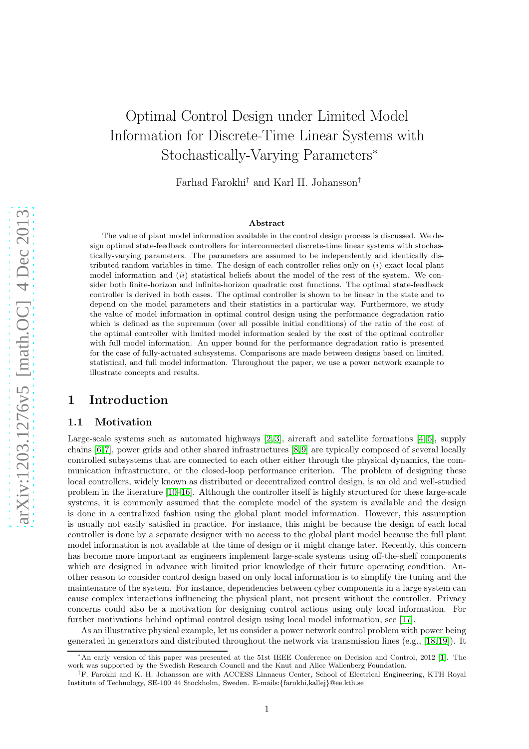# Optimal Control Design under Limited Model Information for Discrete-Time Linear Systems with Stochastically-Varying Parameters*

Farhad Farokhi† and Karl H. Johansson†

### Abstract

The value of plant model information available in the control design process is discussed. We design optimal state-feedback controllers for interconnected discrete-time linear systems with stochastically-varying parameters. The parameters are assumed to be independently and identically distributed random variables in time. The design of each controller relies only on $(i)$ exact local plant model information and $(ii)$ statistical beliefs about the model of the rest of the system. We consider both finite-horizon and infinite-horizon quadratic cost functions. The optimal state-feedback controller is derived in both cases. The optimal controller is shown to be linear in the state and to depend on the model parameters and their statistics in a particular way. Furthermore, we study the value of model information in optimal control design using the performance degradation ratio which is defined as the supremum (over all possible initial conditions) of the ratio of the cost of the optimal controller with limited model information scaled by the cost of the optimal controller with full model information. An upper bound for the performance degradation ratio is presented for the case of fully-actuated subsystems. Comparisons are made between designs based on limited, statistical, and full model information. Throughout the paper, we use a power network example to illustrate concepts and results.

## 1 Introduction

### 1.1 Motivation

Large-scale systems such as automated highways [2,3], aircraft and satellite formations [4,5], supply chains [6,7], power grids and other shared infrastructures [8,9] are typically composed of several locally controlled subsystems that are connected to each other either through the physical dynamics, the communication infrastructure, or the closed-loop performance criterion. The problem of designing these local controllers, widely known as distributed or decentralized control design, is an old and well-studied problem in the literature [10–16]. Although the controller itself is highly structured for these large-scale systems, it is commonly assumed that the complete model of the system is available and the design is done in a centralized fashion using the global plant model information. However, this assumption is usually not easily satisfied in practice. For instance, this might be because the design of each local controller is done by a separate designer with no access to the global plant model because the full plant model information is not available at the time of design or it might change later. Recently, this concern has become more important as engineers implement large-scale systems using off-the-shelf components which are designed in advance with limited prior knowledge of their future operating condition. Another reason to consider control design based on only local information is to simplify the tuning and the maintenance of the system. For instance, dependencies between cyber components in a large system can cause complex interactions influencing the physical plant, not present without the controller. Privacy concerns could also be a motivation for designing control actions using only local information. For further motivations behind optimal control design using local model information, see [17].

As an illustrative physical example, let us consider a power network control problem with power being generated in generators and distributed throughout the network via transmission lines (e.g., [18,19]). It

---

*An early version of this paper was presented at the 51st IEEE Conference on Decision and Control, 2012 [1]. The work was supported by the Swedish Research Council and the Knut and Alice Wallenberg Foundation.

†F. Farokhi and K. H. Johansson are with ACCESS Linnaeus Center, School of Electrical Engineering, KTH Royal Institute of Technology, SE-100 44 Stockholm, Sweden. E-mails:{farokhi,kallej}@ee.kth.se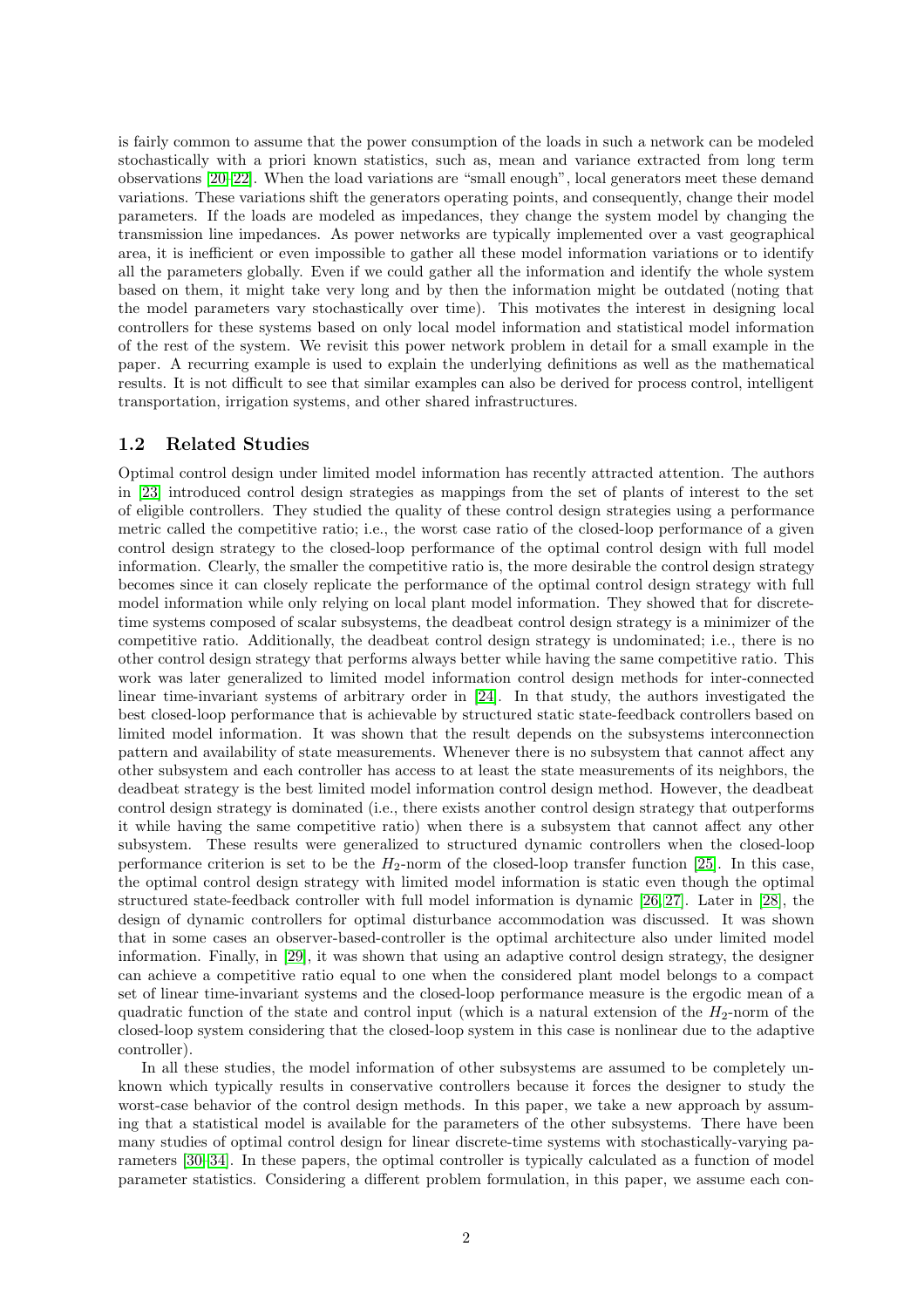is fairly common to assume that the power consumption of the loads in such a network can be modeled stochastically with a priori known statistics, such as, mean and variance extracted from long term observations [20–22]. When the load variations are "small enough", local generators meet these demand variations. These variations shift the generators operating points, and consequently, change their model parameters. If the loads are modeled as impedances, they change the system model by changing the transmission line impedances. As power networks are typically implemented over a vast geographical area, it is inefficient or even impossible to gather all these model information variations or to identify all the parameters globally. Even if we could gather all the information and identify the whole system based on them, it might take very long and by then the information might be outdated (noting that the model parameters vary stochastically over time). This motivates the interest in designing local controllers for these systems based on only local model information and statistical model information of the rest of the system. We revisit this power network problem in detail for a small example in the paper. A recurring example is used to explain the underlying definitions as well as the mathematical results. It is not difficult to see that similar examples can also be derived for process control, intelligent transportation, irrigation systems, and other shared infrastructures.

### 1.2 Related Studies

Optimal control design under limited model information has recently attracted attention. The authors in [23] introduced control design strategies as mappings from the set of plants of interest to the set of eligible controllers. They studied the quality of these control design strategies using a performance metric called the competitive ratio; i.e., the worst case ratio of the closed-loop performance of a given control design strategy to the closed-loop performance of the optimal control design with full model information. Clearly, the smaller the competitive ratio is, the more desirable the control design strategy becomes since it can closely replicate the performance of the optimal control design strategy with full model information while only relying on local plant model information. They showed that for discrete-time systems composed of scalar subsystems, the deadbeat control design strategy is a minimizer of the competitive ratio. Additionally, the deadbeat control design strategy is undominated; i.e., there is no other control design strategy that performs always better while having the same competitive ratio. This work was later generalized to limited model information control design methods for inter-connected linear time-invariant systems of arbitrary order in [24]. In that study, the authors investigated the best closed-loop performance that is achievable by structured static state-feedback controllers based on limited model information. It was shown that the result depends on the subsystems interconnection pattern and availability of state measurements. Whenever there is no subsystem that cannot affect any other subsystem and each controller has access to at least the state measurements of its neighbors, the deadbeat strategy is the best limited model information control design method. However, the deadbeat control design strategy is dominated (i.e., there exists another control design strategy that outperforms it while having the same competitive ratio) when there is a subsystem that cannot affect any other subsystem. These results were generalized to structured dynamic controllers when the closed-loop performance criterion is set to be the $H_2$-norm of the closed-loop transfer function [25]. In this case, the optimal control design strategy with limited model information is static even though the optimal structured state-feedback controller with full model information is dynamic [26,27]. Later in [28], the design of dynamic controllers for optimal disturbance accommodation was discussed. It was shown that in some cases an observer-based-controller is the optimal architecture also under limited model information. Finally, in [29], it was shown that using an adaptive control design strategy, the designer can achieve a competitive ratio equal to one when the considered plant model belongs to a compact set of linear time-invariant systems and the closed-loop performance measure is the ergodic mean of a quadratic function of the state and control input (which is a natural extension of the $H_2$-norm of the closed-loop system considering that the closed-loop system in this case is nonlinear due to the adaptive controller).

In all these studies, the model information of other subsystems are assumed to be completely unknown which typically results in conservative controllers because it forces the designer to study the worst-case behavior of the control design methods. In this paper, we take a new approach by assuming that a statistical model is available for the parameters of the other subsystems. There have been many studies of optimal control design for linear discrete-time systems with stochastically-varying parameters [30–34]. In these papers, the optimal controller is typically calculated as a function of model parameter statistics. Considering a different problem formulation, in this paper, we assume each con-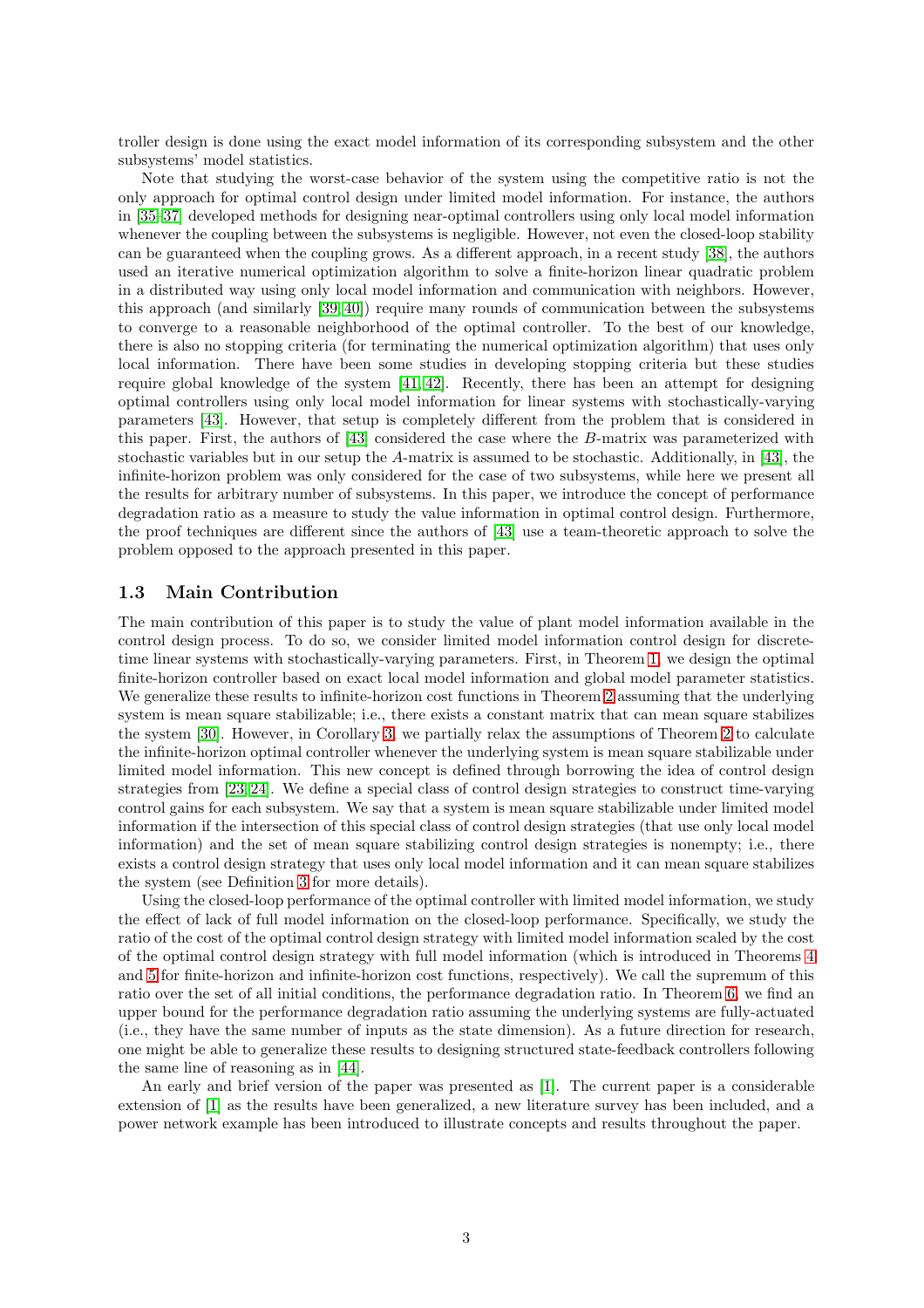troller design is done using the exact model information of its corresponding subsystem and the other subsystems' model statistics.

Note that studying the worst-case behavior of the system using the competitive ratio is not the only approach for optimal control design under limited model information. For instance, the authors in [35–37] developed methods for designing near-optimal controllers using only local model information whenever the coupling between the subsystems is negligible. However, not even the closed-loop stability can be guaranteed when the coupling grows. As a different approach, in a recent study [38], the authors used an iterative numerical optimization algorithm to solve a finite-horizon linear quadratic problem in a distributed way using only local model information and communication with neighbors. However, this approach (and similarly [39, 40]) require many rounds of communication between the subsystems to converge to a reasonable neighborhood of the optimal controller. To the best of our knowledge, there is also no stopping criteria (for terminating the numerical optimization algorithm) that uses only local information. There have been some studies in developing stopping criteria but these studies require global knowledge of the system [41, 42]. Recently, there has been an attempt for designing optimal controllers using only local model information for linear systems with stochastically-varying parameters [43]. However, that setup is completely different from the problem that is considered in this paper. First, the authors of [43] considered the case where the $B$-matrix was parameterized with stochastic variables but in our setup the $A$-matrix is assumed to be stochastic. Additionally, in [43], the infinite-horizon problem was only considered for the case of two subsystems, while here we present all the results for arbitrary number of subsystems. In this paper, we introduce the concept of performance degradation ratio as a measure to study the value information in optimal control design. Furthermore, the proof techniques are different since the authors of [43] use a team-theoretic approach to solve the problem opposed to the approach presented in this paper.

### 1.3 Main Contribution

The main contribution of this paper is to study the value of plant model information available in the control design process. To do so, we consider limited model information control design for discrete-time linear systems with stochastically-varying parameters. First, in Theorem 1, we design the optimal finite-horizon controller based on exact local model information and global model parameter statistics. We generalize these results to infinite-horizon cost functions in Theorem 2 assuming that the underlying system is mean square stabilizable; i.e., there exists a constant matrix that can mean square stabilizes the system [30]. However, in Corollary 3, we partially relax the assumptions of Theorem 2 to calculate the infinite-horizon optimal controller whenever the underlying system is mean square stabilizable under limited model information. This new concept is defined through borrowing the idea of control design strategies from [23, 24]. We define a special class of control design strategies to construct time-varying control gains for each subsystem. We say that a system is mean square stabilizable under limited model information if the intersection of this special class of control design strategies (that use only local model information) and the set of mean square stabilizing control design strategies is nonempty; i.e., there exists a control design strategy that uses only local model information and it can mean square stabilizes the system (see Definition 3 for more details).

Using the closed-loop performance of the optimal controller with limited model information, we study the effect of lack of full model information on the closed-loop performance. Specifically, we study the ratio of the cost of the optimal control design strategy with limited model information scaled by the cost of the optimal control design strategy with full model information (which is introduced in Theorems 4 and 5 for finite-horizon and infinite-horizon cost functions, respectively). We call the supremum of this ratio over the set of all initial conditions, the performance degradation ratio. In Theorem 6, we find an upper bound for the performance degradation ratio assuming the underlying systems are fully-actuated (i.e., they have the same number of inputs as the state dimension). As a future direction for research, one might be able to generalize these results to designing structured state-feedback controllers following the same line of reasoning as in [44].

An early and brief version of the paper was presented as [1]. The current paper is a considerable extension of [1] as the results have been generalized, a new literature survey has been included, and a power network example has been introduced to illustrate concepts and results throughout the paper.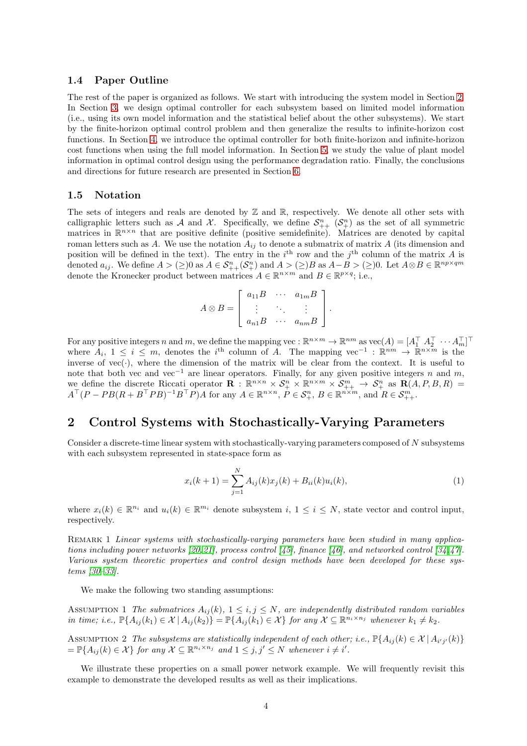### 1.4 Paper Outline

The rest of the paper is organized as follows. We start with introducing the system model in Section 2. In Section 3, we design optimal controller for each subsystem based on limited model information (i.e., using its own model information and the statistical belief about the other subsystems). We start by the finite-horizon optimal control problem and then generalize the results to infinite-horizon cost functions. In Section 4, we introduce the optimal controller for both finite-horizon and infinite-horizon cost functions when using the full model information. In Section 5, we study the value of plant model information in optimal control design using the performance degradation ratio. Finally, the conclusions and directions for future research are presented in Section 6.

### 1.5 Notation

The sets of integers and reals are denoted by $\mathbb{Z}$ and $\mathbb{R}$, respectively. We denote all other sets with calligraphic letters such as $\mathcal{A}$ and $\mathcal{X}$. Specifically, we define $\mathcal{S}_{++}^n$ ($\mathcal{S}_{+}^n$) as the set of all symmetric matrices in $\mathbb{R}^{n\times n}$ that are positive definite (positive semidefinite). Matrices are denoted by capital roman letters such as $A$. We use the notation $A_{ij}$ to denote a submatrix of matrix $A$ (its dimension and position will be defined in the text). The entry in the $i^{\text{th}}$ row and the $j^{\text{th}}$ column of the matrix $A$ is denoted $a_{ij}$. We define $A > (\geq) 0$ as $A \in \mathcal{S}_{++}^n (\mathcal{S}_{+}^n)$ and $A > (\geq) B$ as $A - B > (\geq) 0$. Let $A \otimes B \in \mathbb{R}^{np\times qm}$ denote the Kronecker product between matrices $A \in \mathbb{R}^{n\times m}$ and $B \in \mathbb{R}^{p\times q}$; i.e.,

$$A \otimes B = \begin{bmatrix} a_{11}B & \cdots & a_{1m}B \\ \vdots & \ddots & \vdots \\ a_{n1}B & \cdots & a_{nm}B \end{bmatrix}.$$

For any positive integers $n$ and $m$, we define the mapping $\text{vec} : \mathbb{R}^{n\times m} \to \mathbb{R}^{nm}$ as $\text{vec}(A) = [A_1^\top \; A_2^\top \; \cdots A_m^\top]^\top$ where $A_i$, $1 \leq i \leq m$, denotes the $i^{\text{th}}$ column of $A$. The mapping $\text{vec}^{-1} : \mathbb{R}^{nm} \to \mathbb{R}^{n\times m}$ is the inverse of $\text{vec}(\cdot)$, where the dimension of the matrix will be clear from the context. It is useful to note that both vec and $\text{vec}^{-1}$ are linear operators. Finally, for any given positive integers $n$ and $m$, we define the discrete Riccati operator $\mathbf{R} : \mathbb{R}^{n\times n} \times \mathcal{S}_{+}^n \times \mathbb{R}^{n\times m} \times \mathcal{S}_{++}^m \to \mathcal{S}_{+}^n$ as $\mathbf{R}(A, P, B, R) = A^\top(P - PB(R + B^\top PB)^{-1}B^\top P)A$ for any $A \in \mathbb{R}^{n\times n}$, $P \in \mathcal{S}_{+}^n$, $B \in \mathbb{R}^{n\times m}$, and $R \in \mathcal{S}_{++}^m$.

## 2 Control Systems with Stochastically-Varying Parameters

Consider a discrete-time linear system with stochastically-varying parameters composed of $N$ subsystems with each subsystem represented in state-space form as

$$x_i(k+1) = \sum_{j=1}^{N} A_{ij}(k)x_j(k) + B_{ii}(k)u_i(k), \tag{1}$$

where $x_i(k) \in \mathbb{R}^{n_i}$ and $u_i(k) \in \mathbb{R}^{m_i}$ denote subsystem $i$, $1 \leq i \leq N$, state vector and control input, respectively.

Remark 1 *Linear systems with stochastically-varying parameters have been studied in many applications including power networks [20,21], process control [45], finance [46], and networked control [34,47]. Various system theoretic properties and control design methods have been developed for these systems [30–33].*

We make the following two standing assumptions:

Assumption 1 *The submatrices $A_{ij}(k)$, $1 \leq i, j \leq N$, are independently distributed random variables in time; i.e., $\mathbb{P}\{A_{ij}(k_1) \in \mathcal{X} \,|\, A_{ij}(k_2)\} = \mathbb{P}\{A_{ij}(k_1) \in \mathcal{X}\}$ for any $\mathcal{X} \subseteq \mathbb{R}^{n_i\times n_j}$ whenever $k_1 \neq k_2$.*

Assumption 2 *The subsystems are statistically independent of each other; i.e., $\mathbb{P}\{A_{ij}(k) \in \mathcal{X} \,|\, A_{i'j'}(k)\} = \mathbb{P}\{A_{ij}(k) \in \mathcal{X}\}$ for any $\mathcal{X} \subseteq \mathbb{R}^{n_i\times n_j}$ and $1 \leq j, j' \leq N$ whenever $i \neq i'$.*

We illustrate these properties on a small power network example. We will frequently revisit this example to demonstrate the developed results as well as their implications.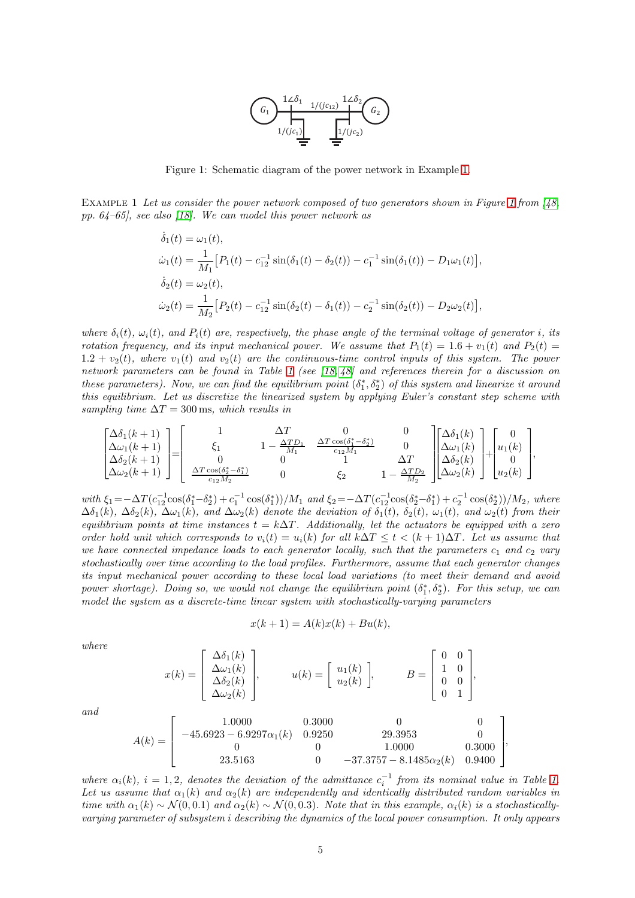Figure 1: Schematic diagram of the power network in Example 1.

EXAMPLE 1 *Let us consider the power network composed of two generators shown in Figure 1 from [48, pp. 64–65], see also [18]. We can model this power network as*

$$
\begin{aligned}
\dot{\delta}_1(t) &= \omega_1(t),\\
\dot{\omega}_1(t) &= \frac{1}{M_1}\big[P_1(t) - c_{12}^{-1}\sin(\delta_1(t)-\delta_2(t)) - c_1^{-1}\sin(\delta_1(t)) - D_1\omega_1(t)\big],\\
\dot{\delta}_2(t) &= \omega_2(t),\\
\dot{\omega}_2(t) &= \frac{1}{M_2}\big[P_2(t) - c_{12}^{-1}\sin(\delta_2(t)-\delta_1(t)) - c_2^{-1}\sin(\delta_2(t)) - D_2\omega_2(t)\big],
\end{aligned}
$$

*where $\delta_i(t)$, $\omega_i(t)$, and $P_i(t)$ are, respectively, the phase angle of the terminal voltage of generator $i$, its rotation frequency, and its input mechanical power. We assume that $P_1(t) = 1.6 + v_1(t)$ and $P_2(t) = 1.2 + v_2(t)$, where $v_1(t)$ and $v_2(t)$ are the continuous-time control inputs of this system. The power network parameters can be found in Table 1 (see [18, 48] and references therein for a discussion on these parameters). Now, we can find the equilibrium point $(\delta_1^*, \delta_2^*)$ of this system and linearize it around this equilibrium. Let us discretize the linearized system by applying Euler's constant step scheme with sampling time $\Delta T = 300\,\mathrm{ms}$, which results in*

$$
\begin{bmatrix}\Delta\delta_1(k+1)\\ \Delta\omega_1(k+1)\\ \Delta\delta_2(k+1)\\ \Delta\omega_2(k+1)\end{bmatrix}
=
\begin{bmatrix}
1 & \Delta T & 0 & 0\\
\xi_1 & 1-\frac{\Delta T D_1}{M_1} & \frac{\Delta T\cos(\delta_1^*-\delta_2^*)}{c_{12}M_1} & 0\\
0 & 0 & 1 & \Delta T\\
\frac{\Delta T\cos(\delta_2^*-\delta_1^*)}{c_{12}M_2} & 0 & \xi_2 & 1-\frac{\Delta T D_2}{M_2}
\end{bmatrix}
\begin{bmatrix}\Delta\delta_1(k)\\ \Delta\omega_1(k)\\ \Delta\delta_2(k)\\ \Delta\omega_2(k)\end{bmatrix}
+
\begin{bmatrix}0\\ u_1(k)\\ 0\\ u_2(k)\end{bmatrix},
$$

*with $\xi_1 = -\Delta T(c_{12}^{-1}\cos(\delta_1^*-\delta_2^*) + c_1^{-1}\cos(\delta_1^*))/M_1$ and $\xi_2 = -\Delta T(c_{12}^{-1}\cos(\delta_2^*-\delta_1^*) + c_2^{-1}\cos(\delta_2^*))/M_2$, where $\Delta\delta_1(k)$, $\Delta\delta_2(k)$, $\Delta\omega_1(k)$, and $\Delta\omega_2(k)$ denote the deviation of $\delta_1(t)$, $\delta_2(t)$, $\omega_1(t)$, and $\omega_2(t)$ from their equilibrium points at time instances $t = k\Delta T$. Additionally, let the actuators be equipped with a zero order hold unit which corresponds to $v_i(t) = u_i(k)$ for all $k\Delta T \le t < (k+1)\Delta T$. Let us assume that we have connected impedance loads to each generator locally, such that the parameters $c_1$ and $c_2$ vary stochastically over time according to the load profiles. Furthermore, assume that each generator changes its input mechanical power according to these local load variations (to meet their demand and avoid power shortage). Doing so, we would not change the equilibrium point $(\delta_1^*, \delta_2^*)$. For this setup, we can model the system as a discrete-time linear system with stochastically-varying parameters*

$$
x(k+1) = A(k)x(k) + Bu(k),
$$

*where*

$$
x(k) = \begin{bmatrix}\Delta\delta_1(k)\\ \Delta\omega_1(k)\\ \Delta\delta_2(k)\\ \Delta\omega_2(k)\end{bmatrix}, \qquad
u(k) = \begin{bmatrix} u_1(k)\\ u_2(k)\end{bmatrix}, \qquad
B = \begin{bmatrix} 0 & 0\\ 1 & 0\\ 0 & 0\\ 0 & 1\end{bmatrix},
$$

*and*

$$
A(k) = \begin{bmatrix}
1.0000 & 0.3000 & 0 & 0\\
-45.6923 - 6.9297\alpha_1(k) & 0.9250 & 29.3953 & 0\\
0 & 0 & 1.0000 & 0.3000\\
23.5163 & 0 & -37.3757 - 8.1485\alpha_2(k) & 0.9400
\end{bmatrix},
$$

*where $\alpha_i(k)$, $i = 1, 2$, denotes the deviation of the admittance $c_i^{-1}$ from its nominal value in Table 1. Let us assume that $\alpha_1(k)$ and $\alpha_2(k)$ are independently and identically distributed random variables in time with $\alpha_1(k) \sim \mathcal{N}(0, 0.1)$ and $\alpha_2(k) \sim \mathcal{N}(0, 0.3)$. Note that in this example, $\alpha_i(k)$ is a stochastically-varying parameter of subsystem $i$ describing the dynamics of the local power consumption. It only appears*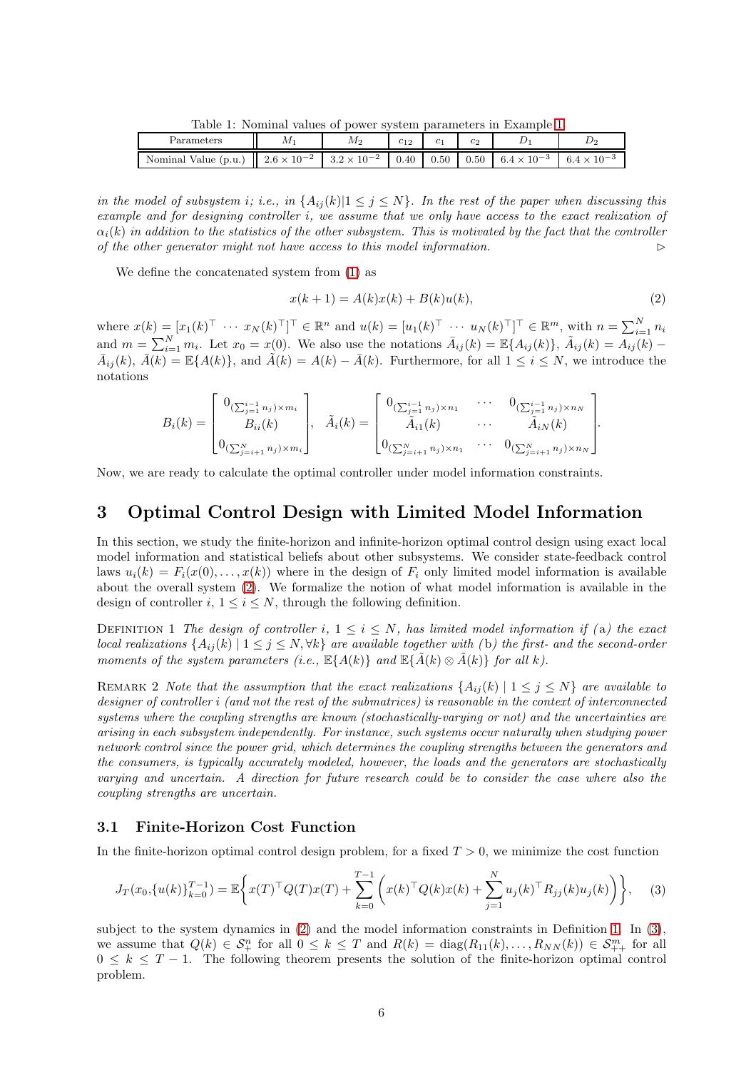Table 1: Nominal values of power system parameters in Example 1

| Parameters | $M_1$ | $M_2$ | $c_{12}$ | $c_1$ | $c_2$ | $D_1$ | $D_2$ |
|---|---|---|---|---|---|---|---|
| Nominal Value (p.u.) | $2.6 \times 10^{-2}$ | $3.2 \times 10^{-2}$ | 0.40 | 0.50 | 0.50 | $6.4 \times 10^{-3}$ | $6.4 \times 10^{-3}$ |

*in the model of subsystem $i$; i.e., in $\{A_{ij}(k) | 1 \leq j \leq N\}$. In the rest of the paper when discussing this example and for designing controller $i$, we assume that we only have access to the exact realization of $\alpha_i(k)$ in addition to the statistics of the other subsystem. This is motivated by the fact that the controller of the other generator might not have access to this model information.* $\triangleright$

We define the concatenated system from (1) as

$$x(k+1) = A(k)x(k) + B(k)u(k), \tag{2}$$

where $x(k) = [x_1(k)^\top \cdots x_N(k)^\top]^\top \in \mathbb{R}^n$ and $u(k) = [u_1(k)^\top \cdots u_N(k)^\top]^\top \in \mathbb{R}^m$, with $n = \sum_{i=1}^N n_i$ and $m = \sum_{i=1}^N m_i$. Let $x_0 = x(0)$. We also use the notations $\bar{A}_{ij}(k) = \mathbb{E}\{A_{ij}(k)\}$, $\tilde{A}_{ij}(k) = A_{ij}(k) - \bar{A}_{ij}(k)$, $\bar{A}(k) = \mathbb{E}\{A(k)\}$, and $\tilde{A}(k) = A(k) - \bar{A}(k)$. Furthermore, for all $1 \leq i \leq N$, we introduce the notations

$$B_i(k) = \begin{bmatrix} 0_{(\sum_{j=1}^{i-1} n_j)\times m_i} \\ B_{ii}(k) \\ 0_{(\sum_{j=i+1}^{N} n_j)\times m_i} \end{bmatrix}, \quad \tilde{A}_i(k) = \begin{bmatrix} 0_{(\sum_{j=1}^{i-1} n_j)\times n_1} & \cdots & 0_{(\sum_{j=1}^{i-1} n_j)\times n_N} \\ \tilde{A}_{i1}(k) & \cdots & \tilde{A}_{iN}(k) \\ 0_{(\sum_{j=i+1}^{N} n_j)\times n_1} & \cdots & 0_{(\sum_{j=i+1}^{N} n_j)\times n_N} \end{bmatrix}.$$

Now, we are ready to calculate the optimal controller under model information constraints.

# 3 Optimal Control Design with Limited Model Information

In this section, we study the finite-horizon and infinite-horizon optimal control design using exact local model information and statistical beliefs about other subsystems. We consider state-feedback control laws $u_i(k) = F_i(x(0), \dots, x(k))$ where in the design of $F_i$ only limited model information is available about the overall system (2). We formalize the notion of what model information is available in the design of controller $i$, $1 \leq i \leq N$, through the following definition.

Definition 1 *The design of controller $i$, $1 \leq i \leq N$, has limited model information if (a) the exact local realizations $\{A_{ij}(k) \mid 1 \leq j \leq N, \forall k\}$ are available together with (b) the first- and the second-order moments of the system parameters (i.e., $\mathbb{E}\{A(k)\}$ and $\mathbb{E}\{\tilde{A}(k) \otimes \tilde{A}(k)\}$ for all $k$).*

Remark 2 *Note that the assumption that the exact realizations $\{A_{ij}(k) \mid 1 \leq j \leq N\}$ are available to designer of controller $i$ (and not the rest of the submatrices) is reasonable in the context of interconnected systems where the coupling strengths are known (stochastically-varying or not) and the uncertainties are arising in each subsystem independently. For instance, such systems occur naturally when studying power network control since the power grid, which determines the coupling strengths between the generators and the consumers, is typically accurately modeled, however, the loads and the generators are stochastically varying and uncertain. A direction for future research could be to consider the case where also the coupling strengths are uncertain.*

## 3.1 Finite-Horizon Cost Function

In the finite-horizon optimal control design problem, for a fixed $T > 0$, we minimize the cost function

$$J_T(x_0, \{u(k)\}_{k=0}^{T-1}) = \mathbb{E}\Bigg\{ x(T)^\top Q(T) x(T) + \sum_{k=0}^{T-1} \Bigg( x(k)^\top Q(k) x(k) + \sum_{j=1}^{N} u_j(k)^\top R_{jj}(k) u_j(k) \Bigg) \Bigg\}, \tag{3}$$

subject to the system dynamics in (2) and the model information constraints in Definition 1. In (3), we assume that $Q(k) \in \mathcal{S}_+^n$ for all $0 \leq k \leq T$ and $R(k) = \mathrm{diag}(R_{11}(k), \dots, R_{NN}(k)) \in \mathcal{S}_{++}^m$ for all $0 \leq k \leq T-1$. The following theorem presents the solution of the finite-horizon optimal control problem.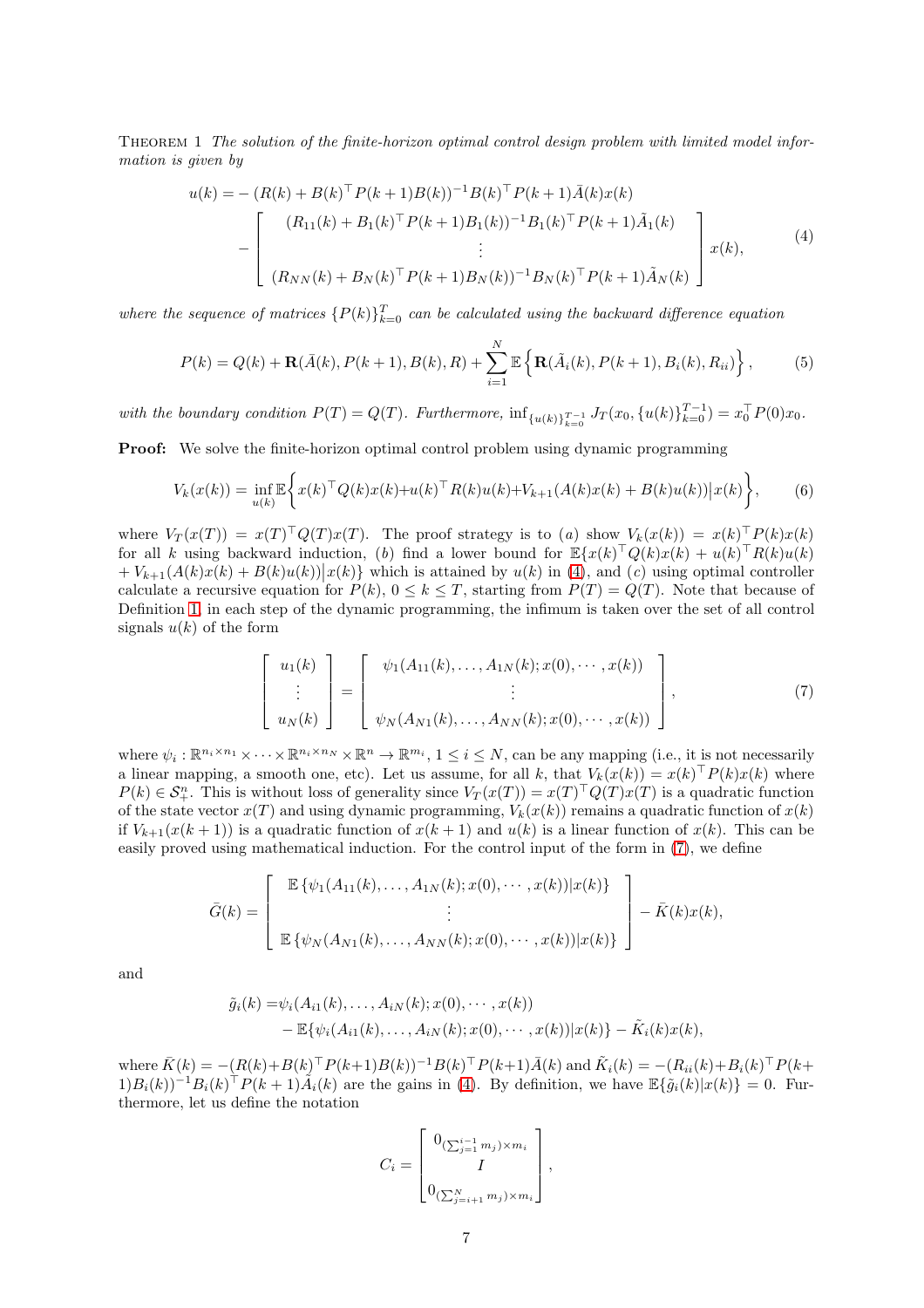THEOREM 1 *The solution of the finite-horizon optimal control design problem with limited model information is given by*

$$u(k) = -\left(R(k) + B(k)^\top P(k+1)B(k)\right)^{-1}B(k)^\top P(k+1)\bar{A}(k)x(k) - \begin{bmatrix} (R_{11}(k) + B_1(k)^\top P(k+1)B_1(k))^{-1}B_1(k)^\top P(k+1)\tilde{A}_1(k) \\ \vdots \\ (R_{NN}(k) + B_N(k)^\top P(k+1)B_N(k))^{-1}B_N(k)^\top P(k+1)\tilde{A}_N(k) \end{bmatrix} x(k), \tag{4}$$

*where the sequence of matrices* $\{P(k)\}_{k=0}^{T}$ *can be calculated using the backward difference equation*

$$P(k) = Q(k) + \mathbf{R}(\bar{A}(k), P(k+1), B(k), R) + \sum_{i=1}^{N} \mathbb{E}\left\{\mathbf{R}(\tilde{A}_i(k), P(k+1), B_i(k), R_{ii})\right\}, \tag{5}$$

*with the boundary condition* $P(T) = Q(T)$. *Furthermore,* $\inf_{\{u(k)\}_{k=0}^{T-1}} J_T(x_0, \{u(k)\}_{k=0}^{T-1}) = x_0^\top P(0)x_0$.

**Proof:** We solve the finite-horizon optimal control problem using dynamic programming

$$V_k(x(k)) = \inf_{u(k)} \mathbb{E}\Big\{ x(k)^\top Q(k)x(k) + u(k)^\top R(k)u(k) + V_{k+1}(A(k)x(k) + B(k)u(k)) \big| x(k) \Big\}, \tag{6}$$

where $V_T(x(T)) = x(T)^\top Q(T)x(T)$. The proof strategy is to $(a)$ show $V_k(x(k)) = x(k)^\top P(k)x(k)$ for all $k$ using backward induction, $(b)$ find a lower bound for $\mathbb{E}\{x(k)^\top Q(k)x(k) + u(k)^\top R(k)u(k) + V_{k+1}(A(k)x(k) + B(k)u(k))\big|x(k)\}$ which is attained by $u(k)$ in (4), and $(c)$ using optimal controller calculate a recursive equation for $P(k)$, $0 \le k \le T$, starting from $P(T) = Q(T)$. Note that because of Definition 1, in each step of the dynamic programming, the infimum is taken over the set of all control signals $u(k)$ of the form

$$\begin{bmatrix} u_1(k) \\ \vdots \\ u_N(k) \end{bmatrix} = \begin{bmatrix} \psi_1(A_{11}(k), \dots, A_{1N}(k); x(0), \cdots, x(k)) \\ \vdots \\ \psi_N(A_{N1}(k), \dots, A_{NN}(k); x(0), \cdots, x(k)) \end{bmatrix}, \tag{7}$$

where $\psi_i : \mathbb{R}^{n_i \times n_1} \times \cdots \times \mathbb{R}^{n_i \times n_N} \times \mathbb{R}^n \to \mathbb{R}^{m_i}$, $1 \le i \le N$, can be any mapping (i.e., it is not necessarily a linear mapping, a smooth one, etc). Let us assume, for all $k$, that $V_k(x(k)) = x(k)^\top P(k)x(k)$ where $P(k) \in \mathcal{S}_+^n$. This is without loss of generality since $V_T(x(T)) = x(T)^\top Q(T)x(T)$ is a quadratic function of the state vector $x(T)$ and using dynamic programming, $V_k(x(k))$ remains a quadratic function of $x(k)$ if $V_{k+1}(x(k+1))$ is a quadratic function of $x(k+1)$ and $u(k)$ is a linear function of $x(k)$. This can be easily proved using mathematical induction. For the control input of the form in (7), we define

$$\bar{G}(k) = \begin{bmatrix} \mathbb{E}\left\{\psi_1(A_{11}(k), \dots, A_{1N}(k); x(0), \cdots, x(k)) | x(k)\right\} \\ \vdots \\ \mathbb{E}\left\{\psi_N(A_{N1}(k), \dots, A_{NN}(k); x(0), \cdots, x(k)) | x(k)\right\} \end{bmatrix} - \bar{K}(k)x(k),$$

and

$$\begin{aligned}\tilde{g}_i(k) =& \psi_i(A_{i1}(k), \dots, A_{iN}(k); x(0), \cdots, x(k)) \\ & - \mathbb{E}\{\psi_i(A_{i1}(k), \dots, A_{iN}(k); x(0), \cdots, x(k)) | x(k)\} - \tilde{K}_i(k)x(k),\end{aligned}$$

where $\bar{K}(k) = -(R(k) + B(k)^\top P(k+1)B(k))^{-1}B(k)^\top P(k+1)\bar{A}(k)$ and $\tilde{K}_i(k) = -(R_{ii}(k) + B_i(k)^\top P(k+1)B_i(k))^{-1}B_i(k)^\top P(k+1)\tilde{A}_i(k)$ are the gains in (4). By definition, we have $\mathbb{E}\{\tilde{g}_i(k)|x(k)\} = 0$. Furthermore, let us define the notation

$$C_i = \begin{bmatrix} 0_{(\sum_{j=1}^{i-1} m_j) \times m_i} \\ I \\ 0_{(\sum_{j=i+1}^{N} m_j) \times m_i} \end{bmatrix},$$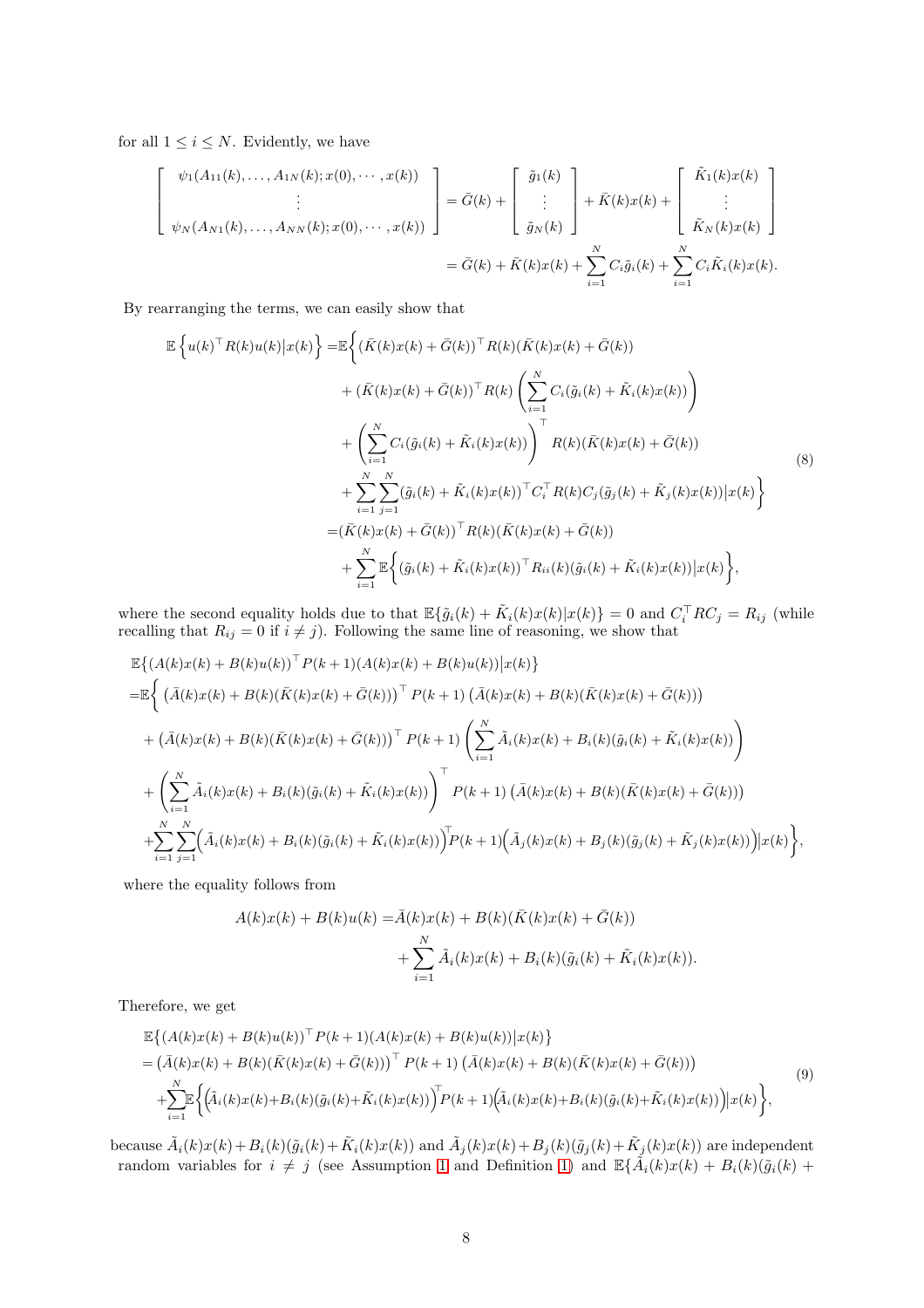for all $1 \le i \le N$. Evidently, we have

$$
\begin{bmatrix} \psi_1(A_{11}(k),\ldots,A_{1N}(k);x(0),\cdots,x(k)) \\ \vdots \\ \psi_N(A_{N1}(k),\ldots,A_{NN}(k);x(0),\cdots,x(k)) \end{bmatrix} = \bar{G}(k) + \begin{bmatrix} \tilde{g}_1(k) \\ \vdots \\ \tilde{g}_N(k) \end{bmatrix} + \bar{K}(k)x(k) + \begin{bmatrix} \tilde{K}_1(k)x(k) \\ \vdots \\ \tilde{K}_N(k)x(k) \end{bmatrix}
$$

$$
= \bar{G}(k) + \bar{K}(k)x(k) + \sum_{i=1}^{N} C_i \tilde{g}_i(k) + \sum_{i=1}^{N} C_i \tilde{K}_i(k)x(k).
$$

By rearranging the terms, we can easily show that

$$
\begin{aligned}
\mathbb{E}\left\{u(k)^\top R(k)u(k)\big|x(k)\right\} =& \mathbb{E}\bigg\{(\bar{K}(k)x(k)+\bar{G}(k))^\top R(k)(\bar{K}(k)x(k)+\bar{G}(k)) \\
&+ (\bar{K}(k)x(k)+\bar{G}(k))^\top R(k)\left(\sum_{i=1}^{N} C_i(\tilde{g}_i(k)+\tilde{K}_i(k)x(k))\right) \\
&+ \left(\sum_{i=1}^{N} C_i(\tilde{g}_i(k)+\tilde{K}_i(k)x(k))\right)^\top R(k)(\bar{K}(k)x(k)+\bar{G}(k)) \\
&+ \sum_{i=1}^{N}\sum_{j=1}^{N}(\tilde{g}_i(k)+\tilde{K}_i(k)x(k))^\top C_i^\top R(k) C_j(\tilde{g}_j(k)+\tilde{K}_j(k)x(k))\big|x(k)\bigg\} \\
=& (\bar{K}(k)x(k)+\bar{G}(k))^\top R(k)(\bar{K}(k)x(k)+\bar{G}(k)) \\
&+ \sum_{i=1}^{N}\mathbb{E}\bigg\{(\tilde{g}_i(k)+\tilde{K}_i(k)x(k))^\top R_{ii}(k)(\tilde{g}_i(k)+\tilde{K}_i(k)x(k))\big|x(k)\bigg\},
\end{aligned}
\tag{8}
$$

where the second equality holds due to that $\mathbb{E}\{\tilde{g}_i(k)+\tilde{K}_i(k)x(k)|x(k)\}=0$ and $C_i^\top R C_j = R_{ij}$ (while recalling that $R_{ij}=0$ if $i \neq j$). Following the same line of reasoning, we show that

$$
\begin{aligned}
&\mathbb{E}\big\{(A(k)x(k)+B(k)u(k))^\top P(k+1)(A(k)x(k)+B(k)u(k))\big|x(k)\big\} \\
=&\mathbb{E}\bigg\{\left(\bar{A}(k)x(k)+B(k)(\bar{K}(k)x(k)+\bar{G}(k))\right)^\top P(k+1)\left(\bar{A}(k)x(k)+B(k)(\bar{K}(k)x(k)+\bar{G}(k))\right) \\
&+ \left(\bar{A}(k)x(k)+B(k)(\bar{K}(k)x(k)+\bar{G}(k))\right)^\top P(k+1)\left(\sum_{i=1}^{N}\tilde{A}_i(k)x(k)+B_i(k)(\tilde{g}_i(k)+\tilde{K}_i(k)x(k))\right) \\
&+ \left(\sum_{i=1}^{N}\tilde{A}_i(k)x(k)+B_i(k)(\tilde{g}_i(k)+\tilde{K}_i(k)x(k))\right)^\top P(k+1)\left(\bar{A}(k)x(k)+B(k)(\bar{K}(k)x(k)+\bar{G}(k))\right) \\
&+\sum_{i=1}^{N}\sum_{j=1}^{N}\Big(\tilde{A}_i(k)x(k)+B_i(k)(\tilde{g}_i(k)+\tilde{K}_i(k)x(k))\Big)^\top P(k+1)\Big(\tilde{A}_j(k)x(k)+B_j(k)(\tilde{g}_j(k)+\tilde{K}_j(k)x(k))\Big)\Big|x(k)\bigg\},
\end{aligned}
$$

where the equality follows from

$$
\begin{aligned}
A(k)x(k)+B(k)u(k) =& \bar{A}(k)x(k)+B(k)(\bar{K}(k)x(k)+\bar{G}(k)) \\
&+\sum_{i=1}^{N}\tilde{A}_i(k)x(k)+B_i(k)(\tilde{g}_i(k)+\tilde{K}_i(k)x(k)).
\end{aligned}
$$

Therefore, we get

$$
\begin{aligned}
&\mathbb{E}\big\{(A(k)x(k)+B(k)u(k))^\top P(k+1)(A(k)x(k)+B(k)u(k))\big|x(k)\big\} \\
&= \left(\bar{A}(k)x(k)+B(k)(\bar{K}(k)x(k)+\bar{G}(k))\right)^\top P(k+1)\left(\bar{A}(k)x(k)+B(k)(\bar{K}(k)x(k)+\bar{G}(k))\right) \\
&+\sum_{i=1}^{N}\mathbb{E}\bigg\{\Big(\tilde{A}_i(k)x(k)+B_i(k)(\tilde{g}_i(k)+\tilde{K}_i(k)x(k))\Big)^\top P(k+1)\Big(\tilde{A}_i(k)x(k)+B_i(k)(\tilde{g}_i(k)+\tilde{K}_i(k)x(k))\Big)\Big|x(k)\bigg\},
\end{aligned}
\tag{9}
$$

because $\tilde{A}_i(k)x(k)+B_i(k)(\tilde{g}_i(k)+\tilde{K}_i(k)x(k))$ and $\tilde{A}_j(k)x(k)+B_j(k)(\tilde{g}_j(k)+\tilde{K}_j(k)x(k))$ are independent random variables for $i \neq j$ (see Assumption 1 and Definition 1) and $\mathbb{E}\{\tilde{A}_i(k)x(k) + B_i(k)(\tilde{g}_i(k) +$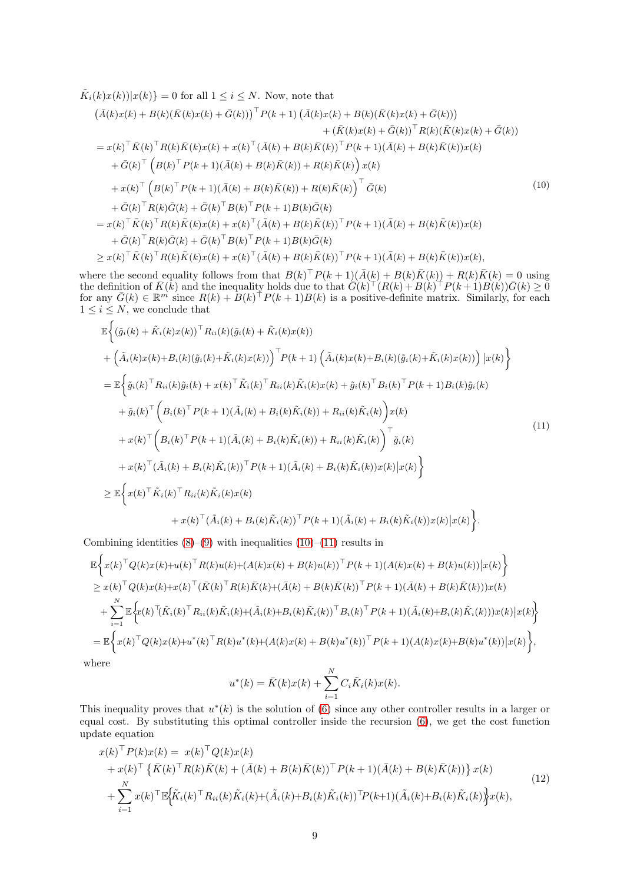$\tilde{K}_i(k)x(k))|x(k)\} = 0$ for all $1 \leq i \leq N$. Now, note that

$$
\begin{aligned}
&\big(\bar{A}(k)x(k) + B(k)(\bar{K}(k)x(k) + \bar{G}(k))\big)^\top P(k+1)\left(\bar{A}(k)x(k) + B(k)(\bar{K}(k)x(k) + \bar{G}(k))\right) \\
&\qquad\qquad + (\bar{K}(k)x(k) + \bar{G}(k))^\top R(k)(\bar{K}(k)x(k) + \bar{G}(k)) \\
&= x(k)^\top \bar{K}(k)^\top R(k)\bar{K}(k)x(k) + x(k)^\top(\bar{A}(k) + B(k)\bar{K}(k))^\top P(k+1)(\bar{A}(k) + B(k)\bar{K}(k))x(k) \\
&\quad + \bar{G}(k)^\top \left(B(k)^\top P(k+1)(\bar{A}(k) + B(k)\bar{K}(k)) + R(k)\bar{K}(k)\right)x(k) \\
&\quad + x(k)^\top \left(B(k)^\top P(k+1)(\bar{A}(k) + B(k)\bar{K}(k)) + R(k)\bar{K}(k)\right)^\top \bar{G}(k) \\
&\quad + \bar{G}(k)^\top R(k)\bar{G}(k) + \bar{G}(k)^\top B(k)^\top P(k+1)B(k)\bar{G}(k) \\
&= x(k)^\top \bar{K}(k)^\top R(k)\bar{K}(k)x(k) + x(k)^\top(\bar{A}(k) + B(k)\bar{K}(k))^\top P(k+1)(\bar{A}(k) + B(k)\bar{K}(k))x(k) \\
&\quad + \bar{G}(k)^\top R(k)\bar{G}(k) + \bar{G}(k)^\top B(k)^\top P(k+1)B(k)\bar{G}(k) \\
&\geq x(k)^\top \bar{K}(k)^\top R(k)\bar{K}(k)x(k) + x(k)^\top(\bar{A}(k) + B(k)\bar{K}(k))^\top P(k+1)(\bar{A}(k) + B(k)\bar{K}(k))x(k),
\end{aligned}
\tag{10}
$$

where the second equality follows from that $B(k)^\top P(k+1)(\bar{A}(k) + B(k)\bar{K}(k)) + R(k)\bar{K}(k) = 0$ using the definition of $\bar{K}(k)$ and the inequality holds due to that $\bar{G}(k)^\top(R(k)+B(k)^\top P(k+1)B(k))\bar{G}(k) \geq 0$ for any $\bar{G}(k) \in \mathbb{R}^m$ since $R(k) + B(k)^\top P(k+1)B(k)$ is a positive-definite matrix. Similarly, for each $1 \leq i \leq N$, we conclude that

$$
\begin{aligned}
&\mathbb{E}\bigg\{(\tilde{g}_i(k) + \tilde{K}_i(k)x(k))^\top R_{ii}(k)(\tilde{g}_i(k) + \tilde{K}_i(k)x(k)) \\
&\quad + \left(\tilde{A}_i(k)x(k){+}B_i(k)(\tilde{g}_i(k){+}\tilde{K}_i(k)x(k))\right)^\top P(k+1)\left(\tilde{A}_i(k)x(k){+}B_i(k)(\tilde{g}_i(k){+}\tilde{K}_i(k)x(k))\right)\big|x(k)\bigg\} \\
&= \mathbb{E}\bigg\{\tilde{g}_i(k)^\top R_{ii}(k)\tilde{g}_i(k) + x(k)^\top \tilde{K}_i(k)^\top R_{ii}(k)\tilde{K}_i(k)x(k) + \tilde{g}_i(k)^\top B_i(k)^\top P(k+1)B_i(k)\tilde{g}_i(k) \\
&\quad + \tilde{g}_i(k)^\top\bigg(B_i(k)^\top P(k+1)(\tilde{A}_i(k) + B_i(k)\tilde{K}_i(k)) + R_{ii}(k)\tilde{K}_i(k)\bigg)x(k) \\
&\quad + x(k)^\top\bigg(B_i(k)^\top P(k+1)(\tilde{A}_i(k) + B_i(k)\tilde{K}_i(k)) + R_{ii}(k)\tilde{K}_i(k)\bigg)^\top \tilde{g}_i(k) \\
&\quad + x(k)^\top(\tilde{A}_i(k) + B_i(k)\tilde{K}_i(k))^\top P(k+1)(\tilde{A}_i(k) + B_i(k)\tilde{K}_i(k))x(k)\big|x(k)\bigg\} \\
&\geq \mathbb{E}\bigg\{x(k)^\top \tilde{K}_i(k)^\top R_{ii}(k)\tilde{K}_i(k)x(k) \\
&\qquad\qquad + x(k)^\top(\tilde{A}_i(k) + B_i(k)\tilde{K}_i(k))^\top P(k+1)(\tilde{A}_i(k) + B_i(k)\tilde{K}_i(k))x(k)\big|x(k)\bigg\}.
\end{aligned}
\tag{11}
$$

Combining identities (8)–(9) with inequalities (10)–(11) results in

$$
\begin{aligned}
&\mathbb{E}\bigg\{x(k)^\top Q(k)x(k){+}u(k)^\top R(k)u(k){+}(A(k)x(k) + B(k)u(k))^\top P(k+1)(A(k)x(k) + B(k)u(k))\big|x(k)\bigg\} \\
&\geq x(k)^\top Q(k)x(k){+}x(k)^\top(\bar{K}(k)^\top R(k)\bar{K}(k){+}(\bar{A}(k) + B(k)\bar{K}(k))^\top P(k+1)(\bar{A}(k) + B(k)\bar{K}(k)))x(k) \\
&\quad + \sum_{i=1}^{N}\mathbb{E}\bigg\{x(k)^\top(\tilde{K}_i(k)^\top R_{ii}(k)\tilde{K}_i(k){+}(\tilde{A}_i(k){+}B_i(k)\tilde{K}_i(k))^\top B_i(k)^\top P(k+1)(\tilde{A}_i(k){+}B_i(k)\tilde{K}_i(k)))x(k)\big|x(k)\bigg\} \\
&= \mathbb{E}\bigg\{x(k)^\top Q(k)x(k){+}u^*(k)^\top R(k)u^*(k){+}(A(k)x(k) + B(k)u^*(k))^\top P(k+1)(A(k)x(k){+}B(k)u^*(k))\big|x(k)\bigg\},
\end{aligned}
$$

where

$$
u^*(k) = \bar{K}(k)x(k) + \sum_{i=1}^{N} C_i\tilde{K}_i(k)x(k).
$$

This inequality proves that $u^*(k)$ is the solution of (6) since any other controller results in a larger or equal cost. By substituting this optimal controller inside the recursion (6), we get the cost function update equation

$$
\begin{aligned}
x(k)^\top P(k)x(k) =\;& x(k)^\top Q(k)x(k) \\
&+ x(k)^\top\left\{\bar{K}(k)^\top R(k)\bar{K}(k) + (\bar{A}(k) + B(k)\bar{K}(k))^\top P(k+1)(\bar{A}(k) + B(k)\bar{K}(k))\right\}x(k) \\
&+ \sum_{i=1}^{N} x(k)^\top \mathbb{E}\Big\{\tilde{K}_i(k)^\top R_{ii}(k)\tilde{K}_i(k){+}(\tilde{A}_i(k){+}B_i(k)\tilde{K}_i(k))^\top P(k{+}1)(\tilde{A}_i(k){+}B_i(k)\tilde{K}_i(k))\Big\}x(k),
\end{aligned}
\tag{12}
$$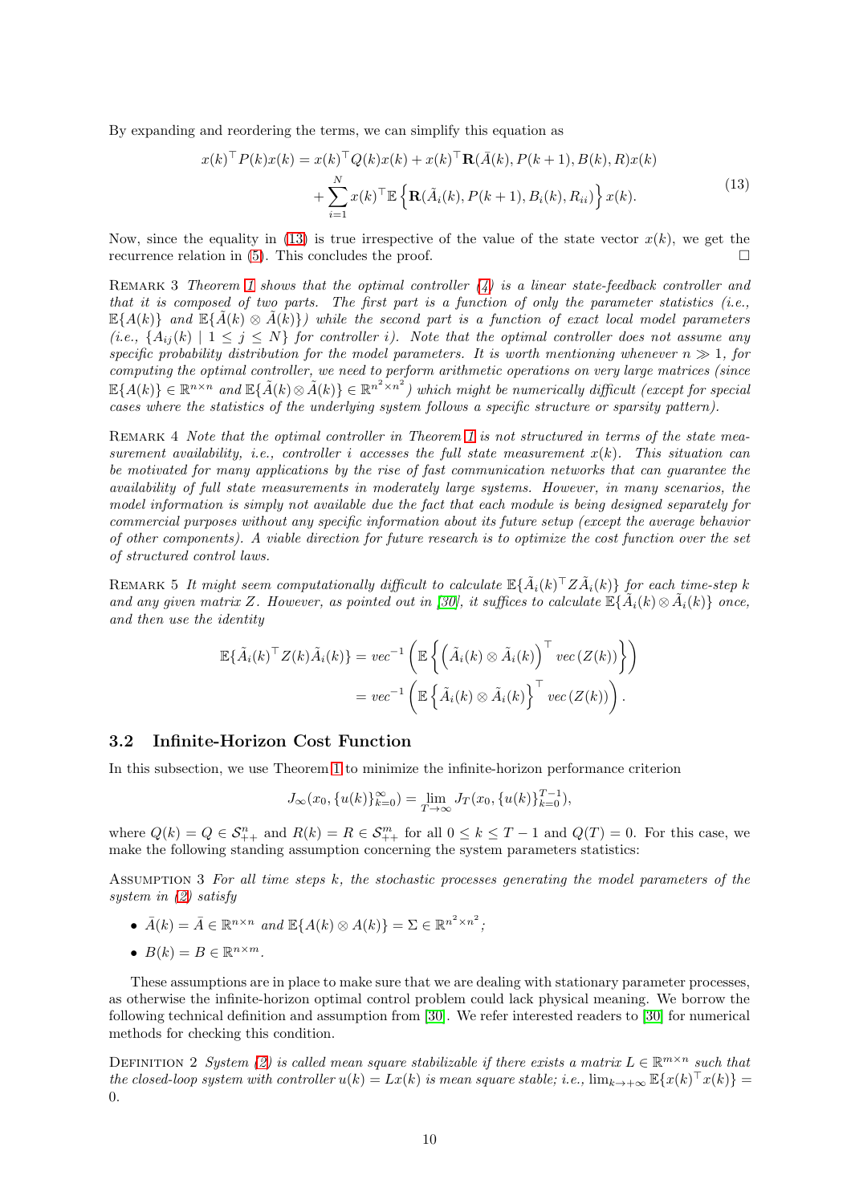By expanding and reordering the terms, we can simplify this equation as

$$x(k)^\top P(k)x(k) = x(k)^\top Q(k)x(k) + x(k)^\top \mathbf{R}(\bar{A}(k), P(k+1), B(k), R)x(k) + \sum_{i=1}^{N} x(k)^\top \mathbb{E}\left\{\mathbf{R}(\tilde{A}_i(k), P(k+1), B_i(k), R_{ii})\right\} x(k). \tag{13}$$

Now, since the equality in (13) is true irrespective of the value of the state vector $x(k)$, we get the recurrence relation in (5). This concludes the proof. □

Remark 3 *Theorem 1 shows that the optimal controller (4) is a linear state-feedback controller and that it is composed of two parts. The first part is a function of only the parameter statistics (i.e., $\mathbb{E}\{A(k)\}$ and $\mathbb{E}\{\tilde{A}(k) \otimes \tilde{A}(k)\}$) while the second part is a function of exact local model parameters (i.e., $\{A_{ij}(k) \mid 1 \leq j \leq N\}$ for controller $i$). Note that the optimal controller does not assume any specific probability distribution for the model parameters. It is worth mentioning whenever $n \gg 1$, for computing the optimal controller, we need to perform arithmetic operations on very large matrices (since $\mathbb{E}\{A(k)\} \in \mathbb{R}^{n\times n}$ and $\mathbb{E}\{\tilde{A}(k)\otimes\tilde{A}(k)\} \in \mathbb{R}^{n^2\times n^2}$) which might be numerically difficult (except for special cases where the statistics of the underlying system follows a specific structure or sparsity pattern).*

Remark 4 *Note that the optimal controller in Theorem 1 is not structured in terms of the state measurement availability, i.e., controller $i$ accesses the full state measurement $x(k)$. This situation can be motivated for many applications by the rise of fast communication networks that can guarantee the availability of full state measurements in moderately large systems. However, in many scenarios, the model information is simply not available due the fact that each module is being designed separately for commercial purposes without any specific information about its future setup (except the average behavior of other components). A viable direction for future research is to optimize the cost function over the set of structured control laws.*

Remark 5 *It might seem computationally difficult to calculate $\mathbb{E}\{\tilde{A}_i(k)^\top Z\tilde{A}_i(k)\}$ for each time-step $k$ and any given matrix $Z$. However, as pointed out in [30], it suffices to calculate $\mathbb{E}\{\tilde{A}_i(k)\otimes\tilde{A}_i(k)\}$ once, and then use the identity*

$$\mathbb{E}\{\tilde{A}_i(k)^\top Z(k)\tilde{A}_i(k)\} = vec^{-1}\left(\mathbb{E}\left\{\left(\tilde{A}_i(k)\otimes\tilde{A}_i(k)\right)^\top vec\left(Z(k)\right)\right\}\right)$$
$$= vec^{-1}\left(\mathbb{E}\left\{\tilde{A}_i(k)\otimes\tilde{A}_i(k)\right\}^\top vec\left(Z(k)\right)\right).$$

### 3.2 Infinite-Horizon Cost Function

In this subsection, we use Theorem 1 to minimize the infinite-horizon performance criterion

$$J_\infty(x_0, \{u(k)\}_{k=0}^\infty) = \lim_{T\to\infty} J_T(x_0, \{u(k)\}_{k=0}^{T-1}),$$

where $Q(k) = Q \in \mathcal{S}_{++}^n$ and $R(k) = R \in \mathcal{S}_{++}^m$ for all $0 \leq k \leq T-1$ and $Q(T) = 0$. For this case, we make the following standing assumption concerning the system parameters statistics:

Assumption 3 *For all time steps $k$, the stochastic processes generating the model parameters of the system in (2) satisfy*

- *$\bar{A}(k) = \bar{A} \in \mathbb{R}^{n\times n}$ and $\mathbb{E}\{A(k)\otimes A(k)\} = \Sigma \in \mathbb{R}^{n^2\times n^2}$;*
- *$B(k) = B \in \mathbb{R}^{n\times m}$.*

These assumptions are in place to make sure that we are dealing with stationary parameter processes, as otherwise the infinite-horizon optimal control problem could lack physical meaning. We borrow the following technical definition and assumption from [30]. We refer interested readers to [30] for numerical methods for checking this condition.

Definition 2 *System (2) is called mean square stabilizable if there exists a matrix $L \in \mathbb{R}^{m\times n}$ such that the closed-loop system with controller $u(k) = Lx(k)$ is mean square stable; i.e., $\lim_{k\to+\infty}\mathbb{E}\{x(k)^\top x(k)\} = 0$.*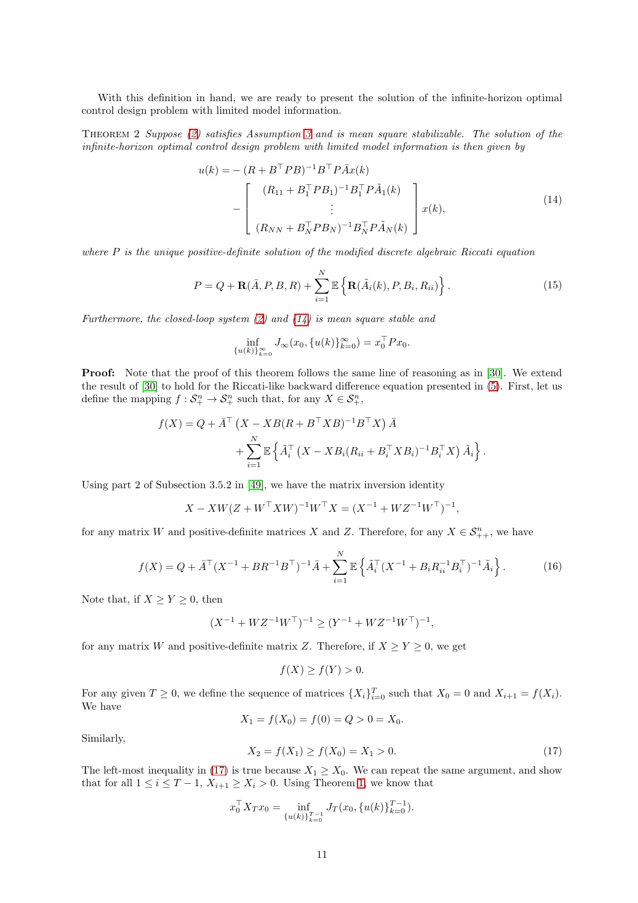With this definition in hand, we are ready to present the solution of the infinite-horizon optimal control design problem with limited model information.

THEOREM 2 *Suppose (2) satisfies Assumption 3 and is mean square stabilizable. The solution of the infinite-horizon optimal control design problem with limited model information is then given by*

$$
u(k) = -(R + B^\top PB)^{-1}B^\top P\bar{A}x(k) - \begin{bmatrix} (R_{11} + B_1^\top PB_1)^{-1}B_1^\top P\tilde{A}_1(k) \\ \vdots \\ (R_{NN} + B_N^\top PB_N)^{-1}B_N^\top P\tilde{A}_N(k) \end{bmatrix} x(k), \tag{14}
$$

*where $P$ is the unique positive-definite solution of the modified discrete algebraic Riccati equation*

$$
P = Q + \mathbf{R}(\bar{A}, P, B, R) + \sum_{i=1}^{N} \mathbb{E}\left\{\mathbf{R}(\tilde{A}_i(k), P, B_i, R_{ii})\right\}. \tag{15}
$$

*Furthermore, the closed-loop system (2) and (14) is mean square stable and*

$$
\inf_{\{u(k)\}_{k=0}^{\infty}} J_\infty(x_0, \{u(k)\}_{k=0}^{\infty}) = x_0^\top P x_0.
$$

**Proof:** Note that the proof of this theorem follows the same line of reasoning as in [30]. We extend the result of [30] to hold for the Riccati-like backward difference equation presented in (5). First, let us define the mapping $f : \mathcal{S}_+^n \to \mathcal{S}_+^n$ such that, for any $X \in \mathcal{S}_+^n$,

$$
f(X) = Q + \bar{A}^\top \left(X - XB(R + B^\top XB)^{-1}B^\top X\right)\bar{A} + \sum_{i=1}^{N} \mathbb{E}\left\{\tilde{A}_i^\top \left(X - XB_i(R_{ii} + B_i^\top XB_i)^{-1}B_i^\top X\right)\tilde{A}_i\right\}.
$$

Using part 2 of Subsection 3.5.2 in [49], we have the matrix inversion identity

$$
X - XW(Z + W^\top XW)^{-1}W^\top X = (X^{-1} + WZ^{-1}W^\top)^{-1},
$$

for any matrix $W$ and positive-definite matrices $X$ and $Z$. Therefore, for any $X \in \mathcal{S}_{++}^n$, we have

$$
f(X) = Q + \bar{A}^\top (X^{-1} + BR^{-1}B^\top)^{-1}\bar{A} + \sum_{i=1}^{N} \mathbb{E}\left\{\tilde{A}_i^\top (X^{-1} + B_i R_{ii}^{-1} B_i^\top)^{-1}\tilde{A}_i\right\}. \tag{16}
$$

Note that, if $X \geq Y \geq 0$, then

$$
(X^{-1} + WZ^{-1}W^\top)^{-1} \geq (Y^{-1} + WZ^{-1}W^\top)^{-1},
$$

for any matrix $W$ and positive-definite matrix $Z$. Therefore, if $X \geq Y \geq 0$, we get

$$
f(X) \geq f(Y) > 0.
$$

For any given $T \geq 0$, we define the sequence of matrices $\{X_i\}_{i=0}^{T}$ such that $X_0 = 0$ and $X_{i+1} = f(X_i)$. We have

$$
X_1 = f(X_0) = f(0) = Q > 0 = X_0.
$$

Similarly,

$$
X_2 = f(X_1) \geq f(X_0) = X_1 > 0. \tag{17}
$$

The left-most inequality in (17) is true because $X_1 \geq X_0$. We can repeat the same argument, and show that for all $1 \leq i \leq T-1$, $X_{i+1} \geq X_i > 0$. Using Theorem 1, we know that

$$
x_0^\top X_T x_0 = \inf_{\{u(k)\}_{k=0}^{T-1}} J_T(x_0, \{u(k)\}_{k=0}^{T-1}).
$$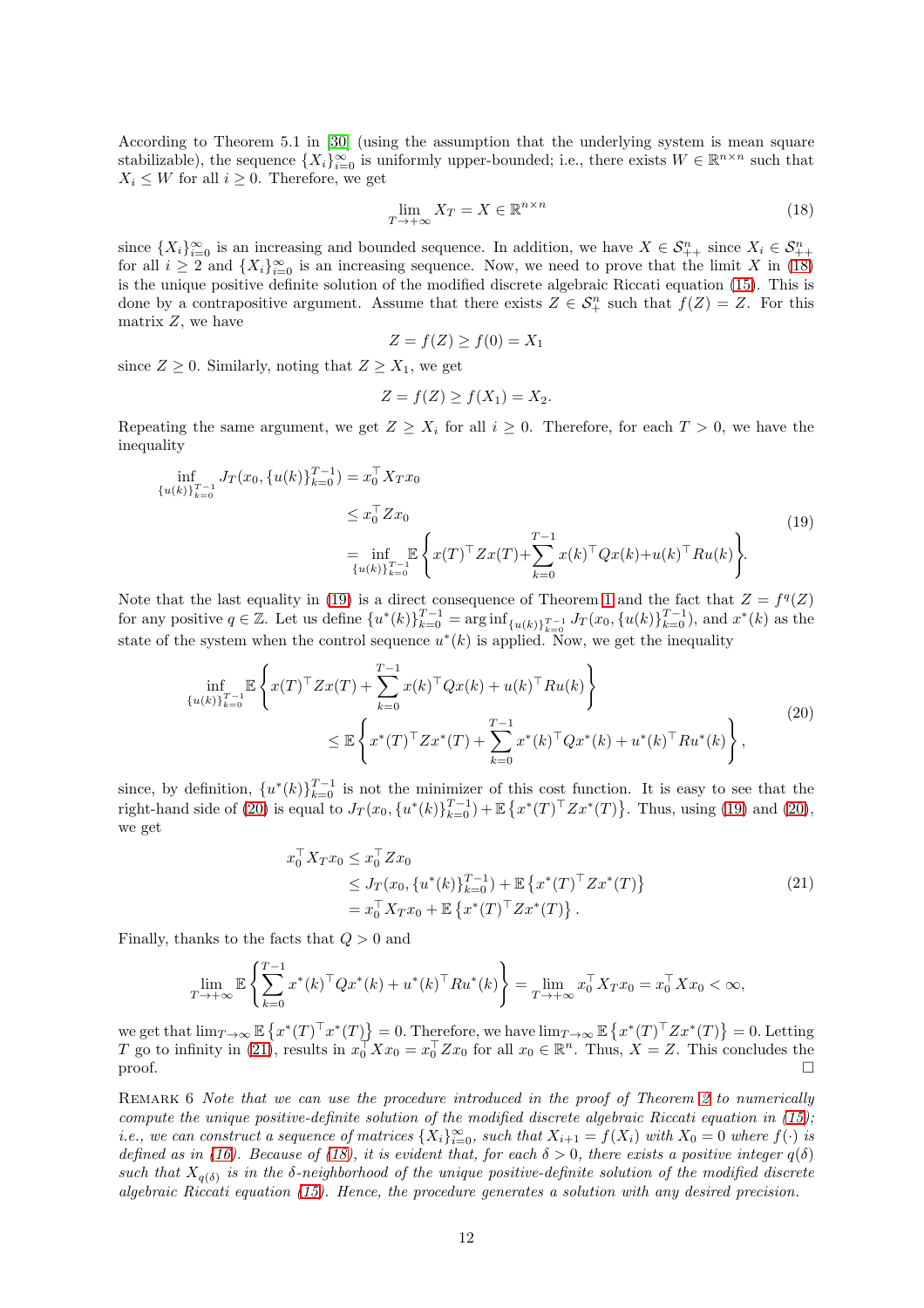According to Theorem 5.1 in [30] (using the assumption that the underlying system is mean square stabilizable), the sequence $\{X_i\}_{i=0}^{\infty}$ is uniformly upper-bounded; i.e., there exists $W \in \mathbb{R}^{n\times n}$ such that $X_i \leq W$ for all $i \geq 0$. Therefore, we get

$$\lim_{T\to+\infty} X_T = X \in \mathbb{R}^{n\times n} \tag{18}$$

since $\{X_i\}_{i=0}^{\infty}$ is an increasing and bounded sequence. In addition, we have $X \in \mathcal{S}_{++}^n$ since $X_i \in \mathcal{S}_{++}^n$ for all $i \geq 2$ and $\{X_i\}_{i=0}^{\infty}$ is an increasing sequence. Now, we need to prove that the limit $X$ in (18) is the unique positive definite solution of the modified discrete algebraic Riccati equation (15). This is done by a contrapositive argument. Assume that there exists $Z \in \mathcal{S}_{+}^n$ such that $f(Z) = Z$. For this matrix $Z$, we have

$$Z = f(Z) \geq f(0) = X_1$$

since $Z \geq 0$. Similarly, noting that $Z \geq X_1$, we get

$$Z = f(Z) \geq f(X_1) = X_2.$$

Repeating the same argument, we get $Z \geq X_i$ for all $i \geq 0$. Therefore, for each $T > 0$, we have the inequality

$$\begin{aligned}
\inf_{\{u(k)\}_{k=0}^{T-1}} J_T(x_0, \{u(k)\}_{k=0}^{T-1}) &= x_0^\top X_T x_0 \\
&\leq x_0^\top Z x_0 \\
&= \inf_{\{u(k)\}_{k=0}^{T-1}} \mathbb{E}\left\{ x(T)^\top Z x(T) + \sum_{k=0}^{T-1} x(k)^\top Q x(k) + u(k)^\top R u(k) \right\}.
\end{aligned} \tag{19}$$

Note that the last equality in (19) is a direct consequence of Theorem 1 and the fact that $Z = f^q(Z)$ for any positive $q \in \mathbb{Z}$. Let us define $\{u^*(k)\}_{k=0}^{T-1} = \arg\inf_{\{u(k)\}_{k=0}^{T-1}} J_T(x_0, \{u(k)\}_{k=0}^{T-1})$, and $x^*(k)$ as the state of the system when the control sequence $u^*(k)$ is applied. Now, we get the inequality

$$\begin{aligned}
\inf_{\{u(k)\}_{k=0}^{T-1}} \mathbb{E}&\left\{ x(T)^\top Z x(T) + \sum_{k=0}^{T-1} x(k)^\top Q x(k) + u(k)^\top R u(k) \right\} \\
&\leq \mathbb{E}\left\{ x^*(T)^\top Z x^*(T) + \sum_{k=0}^{T-1} x^*(k)^\top Q x^*(k) + u^*(k)^\top R u^*(k) \right\},
\end{aligned} \tag{20}$$

since, by definition, $\{u^*(k)\}_{k=0}^{T-1}$ is not the minimizer of this cost function. It is easy to see that the right-hand side of (20) is equal to $J_T(x_0, \{u^*(k)\}_{k=0}^{T-1}) + \mathbb{E}\{x^*(T)^\top Z x^*(T)\}$. Thus, using (19) and (20), we get

$$\begin{aligned}
x_0^\top X_T x_0 &\leq x_0^\top Z x_0 \\
&\leq J_T(x_0, \{u^*(k)\}_{k=0}^{T-1}) + \mathbb{E}\{x^*(T)^\top Z x^*(T)\} \\
&= x_0^\top X_T x_0 + \mathbb{E}\{x^*(T)^\top Z x^*(T)\}.
\end{aligned} \tag{21}$$

Finally, thanks to the facts that $Q > 0$ and

$$\lim_{T\to+\infty} \mathbb{E}\left\{ \sum_{k=0}^{T-1} x^*(k)^\top Q x^*(k) + u^*(k)^\top R u^*(k) \right\} = \lim_{T\to+\infty} x_0^\top X_T x_0 = x_0^\top X x_0 < \infty,$$

we get that $\lim_{T\to\infty} \mathbb{E}\{x^*(T)^\top x^*(T)\} = 0$. Therefore, we have $\lim_{T\to\infty} \mathbb{E}\{x^*(T)^\top Z x^*(T)\} = 0$. Letting $T$ go to infinity in (21), results in $x_0^\top X x_0 = x_0^\top Z x_0$ for all $x_0 \in \mathbb{R}^n$. Thus, $X = Z$. This concludes the proof. □

Remark 6 *Note that we can use the procedure introduced in the proof of Theorem 2 to numerically compute the unique positive-definite solution of the modified discrete algebraic Riccati equation in (15); i.e., we can construct a sequence of matrices $\{X_i\}_{i=0}^{\infty}$, such that $X_{i+1} = f(X_i)$ with $X_0 = 0$ where $f(\cdot)$ is defined as in (16). Because of (18), it is evident that, for each $\delta > 0$, there exists a positive integer $q(\delta)$ such that $X_{q(\delta)}$ is in the $\delta$-neighborhood of the unique positive-definite solution of the modified discrete algebraic Riccati equation (15). Hence, the procedure generates a solution with any desired precision.*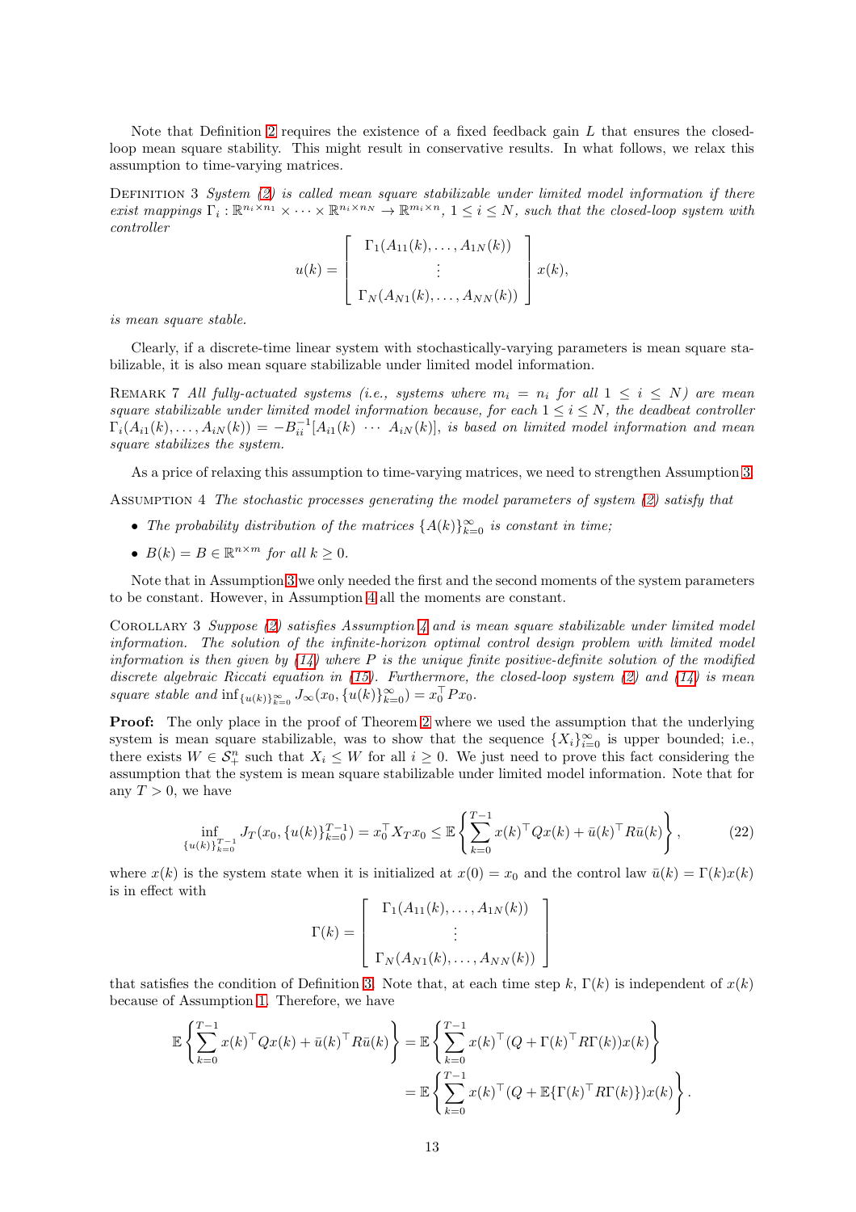Note that Definition 2 requires the existence of a fixed feedback gain $L$ that ensures the closed-loop mean square stability. This might result in conservative results. In what follows, we relax this assumption to time-varying matrices.

Definition 3 *System (2) is called mean square stabilizable under limited model information if there exist mappings $\Gamma_i : \mathbb{R}^{n_i \times n_1} \times \cdots \times \mathbb{R}^{n_i \times n_N} \rightarrow \mathbb{R}^{m_i \times n}$, $1 \leq i \leq N$, such that the closed-loop system with controller*

$$u(k) = \begin{bmatrix} \Gamma_1(A_{11}(k), \dots, A_{1N}(k)) \\ \vdots \\ \Gamma_N(A_{N1}(k), \dots, A_{NN}(k)) \end{bmatrix} x(k),$$

*is mean square stable.*

Clearly, if a discrete-time linear system with stochastically-varying parameters is mean square stabilizable, it is also mean square stabilizable under limited model information.

Remark 7 *All fully-actuated systems (i.e., systems where $m_i = n_i$ for all $1 \leq i \leq N$) are mean square stabilizable under limited model information because, for each $1 \leq i \leq N$, the deadbeat controller $\Gamma_i(A_{i1}(k), \dots, A_{iN}(k)) = -B_{ii}^{-1}[A_{i1}(k) \ \cdots \ A_{iN}(k)]$, is based on limited model information and mean square stabilizes the system.*

As a price of relaxing this assumption to time-varying matrices, we need to strengthen Assumption 3.

Assumption 4 *The stochastic processes generating the model parameters of system (2) satisfy that*

- *The probability distribution of the matrices $\{A(k)\}_{k=0}^{\infty}$ is constant in time;*
- *$B(k) = B \in \mathbb{R}^{n \times m}$ for all $k \geq 0$.*

Note that in Assumption 3 we only needed the first and the second moments of the system parameters to be constant. However, in Assumption 4 all the moments are constant.

Corollary 3 *Suppose (2) satisfies Assumption 4 and is mean square stabilizable under limited model information. The solution of the infinite-horizon optimal control design problem with limited model information is then given by (14) where $P$ is the unique finite positive-definite solution of the modified discrete algebraic Riccati equation in (15). Furthermore, the closed-loop system (2) and (14) is mean square stable and $\inf_{\{u(k)\}_{k=0}^{\infty}} J_\infty(x_0, \{u(k)\}_{k=0}^{\infty}) = x_0^\top P x_0$.*

**Proof:** The only place in the proof of Theorem 2 where we used the assumption that the underlying system is mean square stabilizable, was to show that the sequence $\{X_i\}_{i=0}^{\infty}$ is upper bounded; i.e., there exists $W \in \mathcal{S}_+^n$ such that $X_i \leq W$ for all $i \geq 0$. We just need to prove this fact considering the assumption that the system is mean square stabilizable under limited model information. Note that for any $T > 0$, we have

$$\inf_{\{u(k)\}_{k=0}^{T-1}} J_T(x_0, \{u(k)\}_{k=0}^{T-1}) = x_0^\top X_T x_0 \leq \mathbb{E}\left\{ \sum_{k=0}^{T-1} x(k)^\top Q x(k) + \bar{u}(k)^\top R \bar{u}(k) \right\}, \tag{22}$$

where $x(k)$ is the system state when it is initialized at $x(0) = x_0$ and the control law $\bar{u}(k) = \Gamma(k)x(k)$ is in effect with

$$\Gamma(k) = \begin{bmatrix} \Gamma_1(A_{11}(k), \dots, A_{1N}(k)) \\ \vdots \\ \Gamma_N(A_{N1}(k), \dots, A_{NN}(k)) \end{bmatrix}$$

that satisfies the condition of Definition 3. Note that, at each time step $k$, $\Gamma(k)$ is independent of $x(k)$ because of Assumption 1. Therefore, we have

$$\begin{aligned}
\mathbb{E}\left\{ \sum_{k=0}^{T-1} x(k)^\top Q x(k) + \bar{u}(k)^\top R \bar{u}(k) \right\} &= \mathbb{E}\left\{ \sum_{k=0}^{T-1} x(k)^\top (Q + \Gamma(k)^\top R \Gamma(k)) x(k) \right\} \\
&= \mathbb{E}\left\{ \sum_{k=0}^{T-1} x(k)^\top (Q + \mathbb{E}\{\Gamma(k)^\top R \Gamma(k)\}) x(k) \right\}.
\end{aligned}$$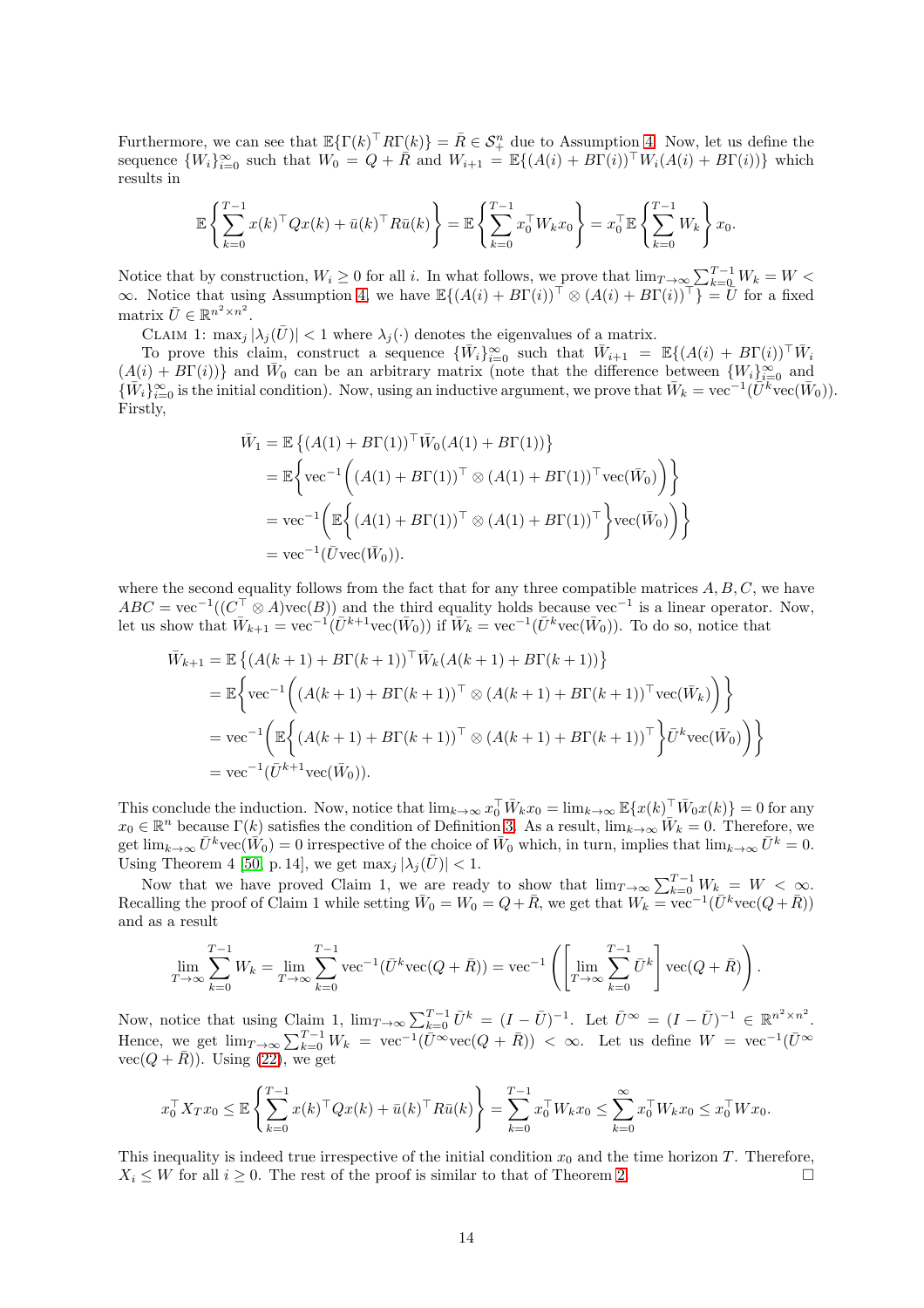Furthermore, we can see that $\mathbb{E}\{\Gamma(k)^\top R \Gamma(k)\} = \bar{R} \in \mathcal{S}_+^n$ due to Assumption 4. Now, let us define the sequence $\{W_i\}_{i=0}^\infty$ such that $W_0 = Q + \bar{R}$ and $W_{i+1} = \mathbb{E}\{(A(i) + B\Gamma(i))^\top W_i (A(i) + B\Gamma(i))\}$ which results in

$$\mathbb{E}\left\{\sum_{k=0}^{T-1} x(k)^\top Q x(k) + \bar{u}(k)^\top R \bar{u}(k)\right\} = \mathbb{E}\left\{\sum_{k=0}^{T-1} x_0^\top W_k x_0\right\} = x_0^\top \mathbb{E}\left\{\sum_{k=0}^{T-1} W_k\right\} x_0.$$

Notice that by construction, $W_i \geq 0$ for all $i$. In what follows, we prove that $\lim_{T\to\infty} \sum_{k=0}^{T-1} W_k = W < \infty$. Notice that using Assumption 4, we have $\mathbb{E}\{(A(i) + B\Gamma(i))^\top \otimes (A(i) + B\Gamma(i))^\top\} = \bar{U}$ for a fixed matrix $\bar{U} \in \mathbb{R}^{n^2 \times n^2}$.

Claim 1: $\max_j |\lambda_j(\bar{U})| < 1$ where $\lambda_j(\cdot)$ denotes the eigenvalues of a matrix.

To prove this claim, construct a sequence $\{\bar{W}_i\}_{i=0}^\infty$ such that $\bar{W}_{i+1} = \mathbb{E}\{(A(i) + B\Gamma(i))^\top \bar{W}_i (A(i) + B\Gamma(i))\}$ and $\bar{W}_0$ can be an arbitrary matrix (note that the difference between $\{W_i\}_{i=0}^\infty$ and $\{\bar{W}_i\}_{i=0}^\infty$ is the initial condition). Now, using an inductive argument, we prove that $\bar{W}_k = \text{vec}^{-1}(\bar{U}^k \text{vec}(\bar{W}_0))$. Firstly,

$$\begin{aligned}
\bar{W}_1 &= \mathbb{E}\left\{(A(1) + B\Gamma(1))^\top \bar{W}_0 (A(1) + B\Gamma(1))\right\} \\
&= \mathbb{E}\left\{\text{vec}^{-1}\left((A(1) + B\Gamma(1))^\top \otimes (A(1) + B\Gamma(1))^\top \text{vec}(\bar{W}_0)\right)\right\} \\
&= \text{vec}^{-1}\left(\mathbb{E}\left\{(A(1) + B\Gamma(1))^\top \otimes (A(1) + B\Gamma(1))^\top\right\}\text{vec}(\bar{W}_0)\right)\Bigg\} \\
&= \text{vec}^{-1}(\bar{U}\text{vec}(\bar{W}_0)).
\end{aligned}$$

where the second equality follows from the fact that for any three compatible matrices $A, B, C$, we have $ABC = \text{vec}^{-1}((C^\top \otimes A)\text{vec}(B))$ and the third equality holds because $\text{vec}^{-1}$ is a linear operator. Now, let us show that $\bar{W}_{k+1} = \text{vec}^{-1}(\bar{U}^{k+1}\text{vec}(\bar{W}_0))$ if $\bar{W}_k = \text{vec}^{-1}(\bar{U}^k \text{vec}(\bar{W}_0))$. To do so, notice that

$$\begin{aligned}
\bar{W}_{k+1} &= \mathbb{E}\left\{(A(k+1) + B\Gamma(k+1))^\top \bar{W}_k (A(k+1) + B\Gamma(k+1))\right\} \\
&= \mathbb{E}\left\{\text{vec}^{-1}\left((A(k+1) + B\Gamma(k+1))^\top \otimes (A(k+1) + B\Gamma(k+1))^\top \text{vec}(\bar{W}_k)\right)\right\} \\
&= \text{vec}^{-1}\left(\mathbb{E}\left\{(A(k+1) + B\Gamma(k+1))^\top \otimes (A(k+1) + B\Gamma(k+1))^\top\right\}\bar{U}^k \text{vec}(\bar{W}_0)\right)\Bigg\} \\
&= \text{vec}^{-1}(\bar{U}^{k+1}\text{vec}(\bar{W}_0)).
\end{aligned}$$

This conclude the induction. Now, notice that $\lim_{k\to\infty} x_0^\top \bar{W}_k x_0 = \lim_{k\to\infty} \mathbb{E}\{x(k)^\top \bar{W}_0 x(k)\} = 0$ for any $x_0 \in \mathbb{R}^n$ because $\Gamma(k)$ satisfies the condition of Definition 3. As a result, $\lim_{k\to\infty} \bar{W}_k = 0$. Therefore, we get $\lim_{k\to\infty} \bar{U}^k \text{vec}(\bar{W}_0) = 0$ irrespective of the choice of $\bar{W}_0$ which, in turn, implies that $\lim_{k\to\infty} \bar{U}^k = 0$. Using Theorem 4 [50, p. 14], we get $\max_j |\lambda_j(\bar{U})| < 1$.

Now that we have proved Claim 1, we are ready to show that $\lim_{T\to\infty} \sum_{k=0}^{T-1} W_k = W < \infty$. Recalling the proof of Claim 1 while setting $\bar{W}_0 = W_0 = Q + \bar{R}$, we get that $W_k = \text{vec}^{-1}(\bar{U}^k \text{vec}(Q + \bar{R}))$ and as a result

$$\lim_{T\to\infty} \sum_{k=0}^{T-1} W_k = \lim_{T\to\infty} \sum_{k=0}^{T-1} \text{vec}^{-1}(\bar{U}^k \text{vec}(Q + \bar{R})) = \text{vec}^{-1}\left(\left[\lim_{T\to\infty} \sum_{k=0}^{T-1} \bar{U}^k\right] \text{vec}(Q + \bar{R})\right).$$

Now, notice that using Claim 1, $\lim_{T\to\infty} \sum_{k=0}^{T-1} \bar{U}^k = (I - \bar{U})^{-1}$. Let $\bar{U}^\infty = (I - \bar{U})^{-1} \in \mathbb{R}^{n^2 \times n^2}$. Hence, we get $\lim_{T\to\infty} \sum_{k=0}^{T-1} W_k = \text{vec}^{-1}(\bar{U}^\infty \text{vec}(Q + \bar{R})) < \infty$. Let us define $W = \text{vec}^{-1}(\bar{U}^\infty \text{vec}(Q + \bar{R}))$. Using (22), we get

$$x_0^\top X_T x_0 \leq \mathbb{E}\left\{\sum_{k=0}^{T-1} x(k)^\top Q x(k) + \bar{u}(k)^\top R \bar{u}(k)\right\} = \sum_{k=0}^{T-1} x_0^\top W_k x_0 \leq \sum_{k=0}^{\infty} x_0^\top W_k x_0 \leq x_0^\top W x_0.$$

This inequality is indeed true irrespective of the initial condition $x_0$ and the time horizon $T$. Therefore, $X_i \leq W$ for all $i \geq 0$. The rest of the proof is similar to that of Theorem 2. □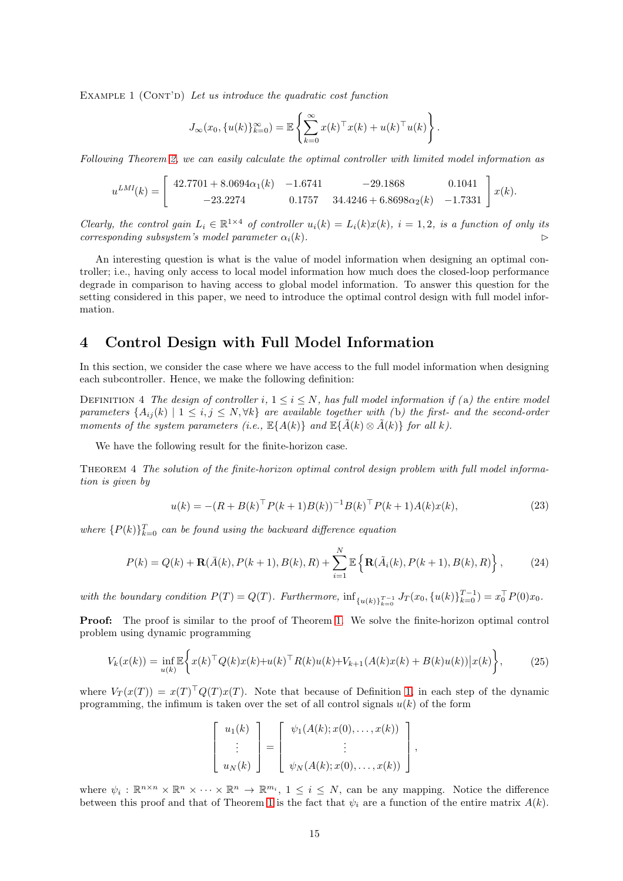Example 1 (Cont'd) *Let us introduce the quadratic cost function*

$$J_\infty(x_0, \{u(k)\}_{k=0}^{\infty}) = \mathbb{E}\left\{\sum_{k=0}^{\infty} x(k)^\top x(k) + u(k)^\top u(k)\right\}.$$

*Following Theorem 2, we can easily calculate the optimal controller with limited model information as*

$$u^{LMI}(k) = \begin{bmatrix} 42.7701 + 8.0694\alpha_1(k) & -1.6741 & -29.1868 & 0.1041 \\ -23.2274 & 0.1757 & 34.4246 + 6.8698\alpha_2(k) & -1.7331 \end{bmatrix} x(k).$$

*Clearly, the control gain $L_i \in \mathbb{R}^{1\times 4}$ of controller $u_i(k) = L_i(k)x(k)$, $i = 1, 2$, is a function of only its corresponding subsystem's model parameter $\alpha_i(k)$.* ▷

An interesting question is what is the value of model information when designing an optimal controller; i.e., having only access to local model information how much does the closed-loop performance degrade in comparison to having access to global model information. To answer this question for the setting considered in this paper, we need to introduce the optimal control design with full model information.

## 4 Control Design with Full Model Information

In this section, we consider the case where we have access to the full model information when designing each subcontroller. Hence, we make the following definition:

Definition 4 *The design of controller $i$, $1 \le i \le N$, has full model information if (a) the entire model parameters $\{A_{ij}(k) \mid 1 \le i, j \le N, \forall k\}$ are available together with (b) the first- and the second-order moments of the system parameters (i.e., $\mathbb{E}\{A(k)\}$ and $\mathbb{E}\{\tilde{A}(k) \otimes \tilde{A}(k)\}$ for all $k$).*

We have the following result for the finite-horizon case.

Theorem 4 *The solution of the finite-horizon optimal control design problem with full model information is given by*

$$u(k) = -(R + B(k)^\top P(k+1)B(k))^{-1} B(k)^\top P(k+1)A(k)x(k), \tag{23}$$

*where $\{P(k)\}_{k=0}^{T}$ can be found using the backward difference equation*

$$P(k) = Q(k) + \mathbf{R}(\bar{A}(k), P(k+1), B(k), R) + \sum_{i=1}^{N} \mathbb{E}\left\{\mathbf{R}(\tilde{A}_i(k), P(k+1), B(k), R)\right\}, \tag{24}$$

*with the boundary condition $P(T) = Q(T)$. Furthermore, $\inf_{\{u(k)\}_{k=0}^{T-1}} J_T(x_0, \{u(k)\}_{k=0}^{T-1}) = x_0^\top P(0)x_0$.*

**Proof:** The proof is similar to the proof of Theorem 1. We solve the finite-horizon optimal control problem using dynamic programming

$$V_k(x(k)) = \inf_{u(k)} \mathbb{E}\left\{ x(k)^\top Q(k)x(k) + u(k)^\top R(k)u(k) + V_{k+1}(A(k)x(k) + B(k)u(k)) \big| x(k)\right\}, \tag{25}$$

where $V_T(x(T)) = x(T)^\top Q(T)x(T)$. Note that because of Definition 1, in each step of the dynamic programming, the infimum is taken over the set of all control signals $u(k)$ of the form

$$\begin{bmatrix} u_1(k) \\ \vdots \\ u_N(k) \end{bmatrix} = \begin{bmatrix} \psi_1(A(k); x(0), \dots, x(k)) \\ \vdots \\ \psi_N(A(k); x(0), \dots, x(k)) \end{bmatrix},$$

where $\psi_i : \mathbb{R}^{n\times n} \times \mathbb{R}^n \times \cdots \times \mathbb{R}^n \to \mathbb{R}^{m_i}$, $1 \le i \le N$, can be any mapping. Notice the difference between this proof and that of Theorem 1 is the fact that $\psi_i$ are a function of the entire matrix $A(k)$.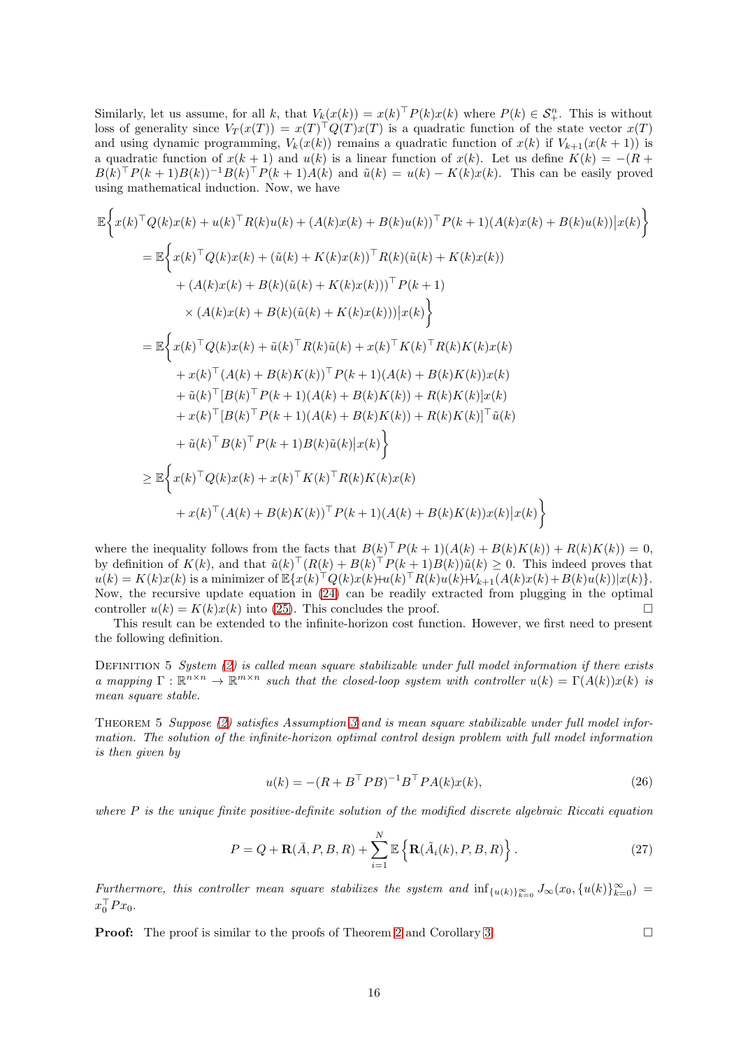Similarly, let us assume, for all $k$, that $V_k(x(k)) = x(k)^\top P(k)x(k)$ where $P(k) \in \mathcal{S}_+^n$. This is without loss of generality since $V_T(x(T)) = x(T)^\top Q(T)x(T)$ is a quadratic function of the state vector $x(T)$ and using dynamic programming, $V_k(x(k))$ remains a quadratic function of $x(k)$ if $V_{k+1}(x(k+1))$ is a quadratic function of $x(k+1)$ and $u(k)$ is a linear function of $x(k)$. Let us define $K(k) = -(R + B(k)^\top P(k+1)B(k))^{-1}B(k)^\top P(k+1)A(k)$ and $\tilde{u}(k) = u(k) - K(k)x(k)$. This can be easily proved using mathematical induction. Now, we have

$$
\begin{aligned}
\mathbb{E}\Big\{ & x(k)^\top Q(k)x(k) + u(k)^\top R(k)u(k) + (A(k)x(k) + B(k)u(k))^\top P(k+1)(A(k)x(k) + B(k)u(k)) \big| x(k) \Big\} \\
&= \mathbb{E}\Big\{ x(k)^\top Q(k)x(k) + (\tilde{u}(k) + K(k)x(k))^\top R(k)(\tilde{u}(k) + K(k)x(k)) \\
&\qquad + (A(k)x(k) + B(k)(\tilde{u}(k) + K(k)x(k)))^\top P(k+1) \\
&\qquad \times (A(k)x(k) + B(k)(\tilde{u}(k) + K(k)x(k))) \big| x(k) \Big\} \\
&= \mathbb{E}\Big\{ x(k)^\top Q(k)x(k) + \tilde{u}(k)^\top R(k)\tilde{u}(k) + x(k)^\top K(k)^\top R(k)K(k)x(k) \\
&\qquad + x(k)^\top (A(k) + B(k)K(k))^\top P(k+1)(A(k) + B(k)K(k))x(k) \\
&\qquad + \tilde{u}(k)^\top [B(k)^\top P(k+1)(A(k) + B(k)K(k)) + R(k)K(k)]x(k) \\
&\qquad + x(k)^\top [B(k)^\top P(k+1)(A(k) + B(k)K(k)) + R(k)K(k)]^\top \tilde{u}(k) \\
&\qquad + \tilde{u}(k)^\top B(k)^\top P(k+1)B(k)\tilde{u}(k) \big| x(k) \Big\} \\
&\geq \mathbb{E}\Big\{ x(k)^\top Q(k)x(k) + x(k)^\top K(k)^\top R(k)K(k)x(k) \\
&\qquad + x(k)^\top (A(k) + B(k)K(k))^\top P(k+1)(A(k) + B(k)K(k))x(k) \big| x(k) \Big\}
\end{aligned}
$$

where the inequality follows from the facts that $B(k)^\top P(k+1)(A(k) + B(k)K(k)) + R(k)K(k)) = 0$, by definition of $K(k)$, and that $\tilde{u}(k)^\top (R(k) + B(k)^\top P(k+1)B(k))\tilde{u}(k) \geq 0$. This indeed proves that $u(k) = K(k)x(k)$ is a minimizer of $\mathbb{E}\{x(k)^\top Q(k)x(k) + u(k)^\top R(k)u(k) + V_{k+1}(A(k)x(k) + B(k)u(k))|x(k)\}$. Now, the recursive update equation in (24) can be readily extracted from plugging in the optimal controller $u(k) = K(k)x(k)$ into (25). This concludes the proof. $\square$

This result can be extended to the infinite-horizon cost function. However, we first need to present the following definition.

Definition 5 *System (2) is called mean square stabilizable under full model information if there exists a mapping $\Gamma : \mathbb{R}^{n\times n} \to \mathbb{R}^{m\times n}$ such that the closed-loop system with controller $u(k) = \Gamma(A(k))x(k)$ is mean square stable.*

Theorem 5 *Suppose (2) satisfies Assumption 3 and is mean square stabilizable under full model information. The solution of the infinite-horizon optimal control design problem with full model information is then given by*

$$
u(k) = -(R + B^\top PB)^{-1}B^\top PA(k)x(k), \tag{26}
$$

*where $P$ is the unique finite positive-definite solution of the modified discrete algebraic Riccati equation*

$$
P = Q + \mathbf{R}(\bar{A}, P, B, R) + \sum_{i=1}^{N} \mathbb{E}\left\{ \mathbf{R}(\tilde{A}_i(k), P, B, R) \right\}. \tag{27}
$$

*Furthermore, this controller mean square stabilizes the system and $\inf_{\{u(k)\}_{k=0}^\infty} J_\infty(x_0, \{u(k)\}_{k=0}^\infty) = x_0^\top P x_0$.*

**Proof:** The proof is similar to the proofs of Theorem 2 and Corollary 3. $\square$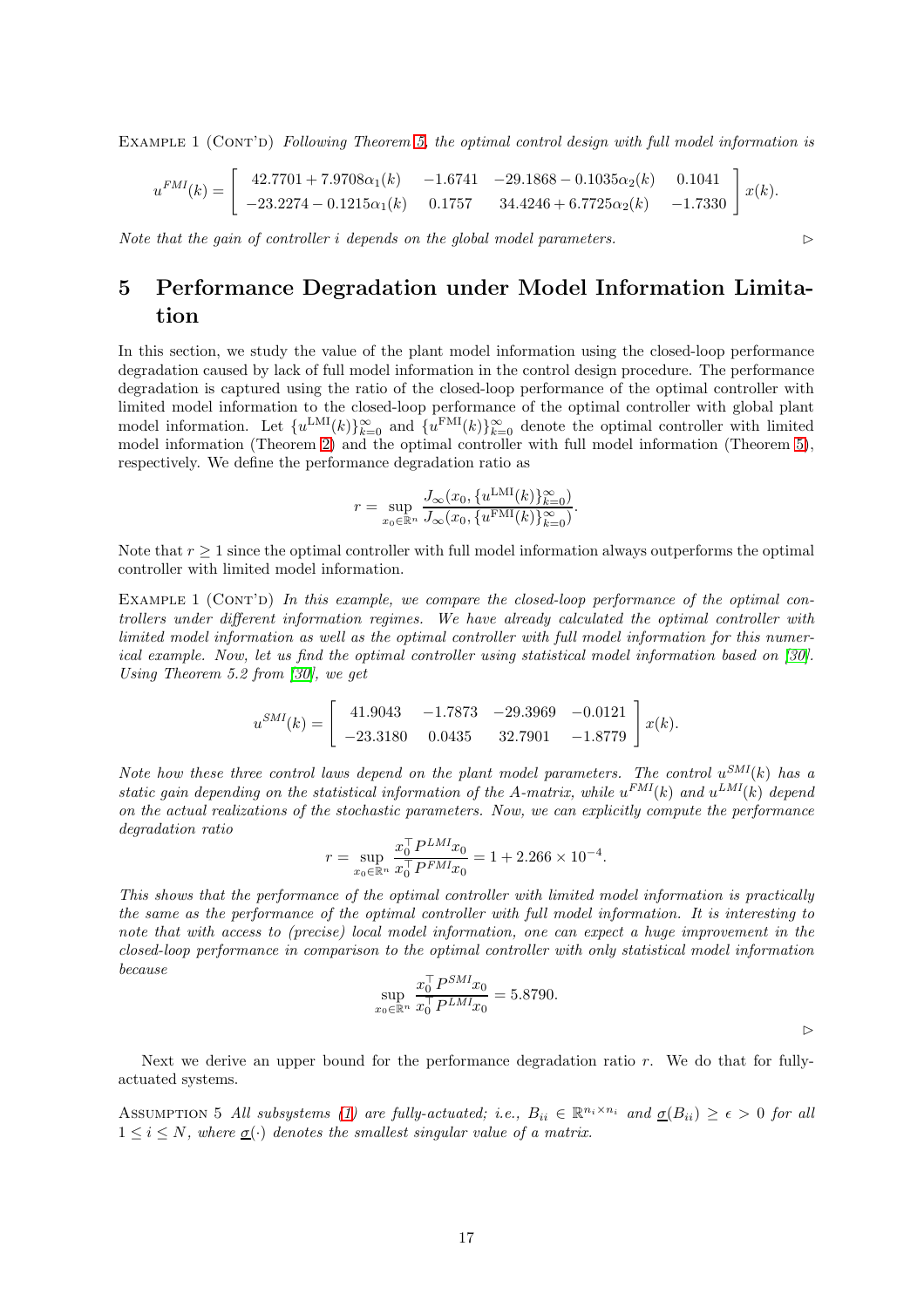Example 1 (Cont'd) *Following Theorem 5, the optimal control design with full model information is*

$$u^{FMI}(k) = \begin{bmatrix} 42.7701 + 7.9708\alpha_1(k) & -1.6741 & -29.1868 - 0.1035\alpha_2(k) & 0.1041 \\ -23.2274 - 0.1215\alpha_1(k) & 0.1757 & 34.4246 + 6.7725\alpha_2(k) & -1.7330 \end{bmatrix} x(k).$$

*Note that the gain of controller $i$ depends on the global model parameters.* ▷

# 5 Performance Degradation under Model Information Limitation

In this section, we study the value of the plant model information using the closed-loop performance degradation caused by lack of full model information in the control design procedure. The performance degradation is captured using the ratio of the closed-loop performance of the optimal controller with limited model information to the closed-loop performance of the optimal controller with global plant model information. Let $\{u^{\mathrm{LMI}}(k)\}_{k=0}^{\infty}$ and $\{u^{\mathrm{FMI}}(k)\}_{k=0}^{\infty}$ denote the optimal controller with limited model information (Theorem 2) and the optimal controller with full model information (Theorem 5), respectively. We define the performance degradation ratio as

$$r = \sup_{x_0 \in \mathbb{R}^n} \frac{J_\infty(x_0, \{u^{\mathrm{LMI}}(k)\}_{k=0}^{\infty})}{J_\infty(x_0, \{u^{\mathrm{FMI}}(k)\}_{k=0}^{\infty})}.$$

Note that $r \geq 1$ since the optimal controller with full model information always outperforms the optimal controller with limited model information.

Example 1 (Cont'd) *In this example, we compare the closed-loop performance of the optimal controllers under different information regimes. We have already calculated the optimal controller with limited model information as well as the optimal controller with full model information for this numerical example. Now, let us find the optimal controller using statistical model information based on [30]. Using Theorem 5.2 from [30], we get*

$$u^{SMI}(k) = \begin{bmatrix} 41.9043 & -1.7873 & -29.3969 & -0.0121 \\ -23.3180 & 0.0435 & 32.7901 & -1.8779 \end{bmatrix} x(k).$$

*Note how these three control laws depend on the plant model parameters. The control $u^{SMI}(k)$ has a static gain depending on the statistical information of the A-matrix, while $u^{FMI}(k)$ and $u^{LMI}(k)$ depend on the actual realizations of the stochastic parameters. Now, we can explicitly compute the performance degradation ratio*

$$r = \sup_{x_0 \in \mathbb{R}^n} \frac{x_0^\top P^{LMI} x_0}{x_0^\top P^{FMI} x_0} = 1 + 2.266 \times 10^{-4}.$$

*This shows that the performance of the optimal controller with limited model information is practically the same as the performance of the optimal controller with full model information. It is interesting to note that with access to (precise) local model information, one can expect a huge improvement in the closed-loop performance in comparison to the optimal controller with only statistical model information because*

$$\sup_{x_0 \in \mathbb{R}^n} \frac{x_0^\top P^{SMI} x_0}{x_0^\top P^{LMI} x_0} = 5.8790.$$

▷

Next we derive an upper bound for the performance degradation ratio $r$. We do that for fully-actuated systems.

Assumption 5 *All subsystems (1) are fully-actuated; i.e., $B_{ii} \in \mathbb{R}^{n_i \times n_i}$ and $\underline{\sigma}(B_{ii}) \geq \epsilon > 0$ for all $1 \leq i \leq N$, where $\underline{\sigma}(\cdot)$ denotes the smallest singular value of a matrix.*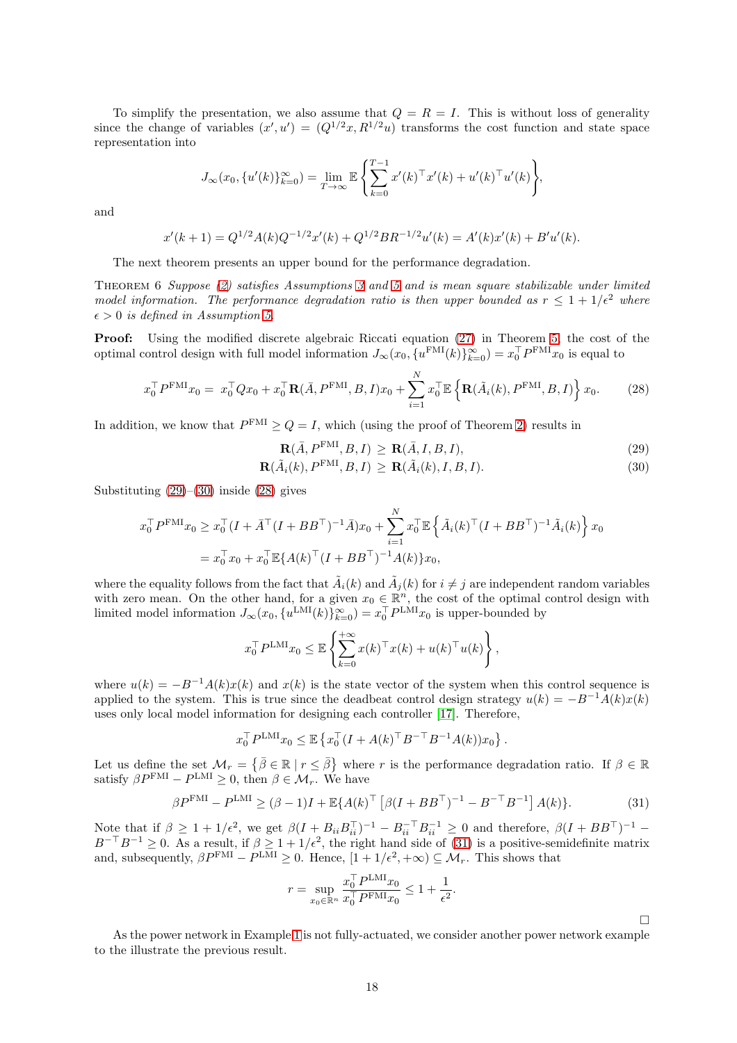To simplify the presentation, we also assume that $Q = R = I$. This is without loss of generality since the change of variables $(x', u') = (Q^{1/2}x, R^{1/2}u)$ transforms the cost function and state space representation into

$$J_\infty(x_0, \{u'(k)\}_{k=0}^\infty) = \lim_{T\to\infty} \mathbb{E}\left\{\sum_{k=0}^{T-1} x'(k)^\top x'(k) + u'(k)^\top u'(k)\right\},$$

and

$$x'(k+1) = Q^{1/2}A(k)Q^{-1/2}x'(k) + Q^{1/2}BR^{-1/2}u'(k) = A'(k)x'(k) + B'u'(k).$$

The next theorem presents an upper bound for the performance degradation.

Theorem 6 *Suppose (2) satisfies Assumptions 3 and 5 and is mean square stabilizable under limited model information. The performance degradation ratio is then upper bounded as $r \leq 1 + 1/\epsilon^2$ where $\epsilon > 0$ is defined in Assumption 5.*

**Proof:** Using the modified discrete algebraic Riccati equation (27) in Theorem 5, the cost of the optimal control design with full model information $J_\infty(x_0, \{u^{\rm FMI}(k)\}_{k=0}^\infty) = x_0^\top P^{\rm FMI}x_0$ is equal to

$$x_0^\top P^{\rm FMI}x_0 = x_0^\top Qx_0 + x_0^\top \mathbf{R}(\bar{A}, P^{\rm FMI}, B, I)x_0 + \sum_{i=1}^{N} x_0^\top \mathbb{E}\left\{\mathbf{R}(\tilde{A}_i(k), P^{\rm FMI}, B, I)\right\} x_0. \tag{28}$$

In addition, we know that $P^{\rm FMI} \geq Q = I$, which (using the proof of Theorem 2) results in

$$\mathbf{R}(\bar{A}, P^{\rm FMI}, B, I) \geq \mathbf{R}(\bar{A}, I, B, I), \tag{29}$$

$$\mathbf{R}(\tilde{A}_i(k), P^{\rm FMI}, B, I) \geq \mathbf{R}(\tilde{A}_i(k), I, B, I). \tag{30}$$

Substituting (29)–(30) inside (28) gives

$$\begin{aligned}
x_0^\top P^{\rm FMI}x_0 &\geq x_0^\top (I + \bar{A}^\top (I + BB^\top)^{-1}\bar{A})x_0 + \sum_{i=1}^{N} x_0^\top \mathbb{E}\left\{\tilde{A}_i(k)^\top (I + BB^\top)^{-1}\tilde{A}_i(k)\right\} x_0 \\
&= x_0^\top x_0 + x_0^\top \mathbb{E}\{A(k)^\top (I + BB^\top)^{-1}A(k)\}x_0,
\end{aligned}$$

where the equality follows from the fact that $\tilde{A}_i(k)$ and $\tilde{A}_j(k)$ for $i \neq j$ are independent random variables with zero mean. On the other hand, for a given $x_0 \in \mathbb{R}^n$, the cost of the optimal control design with limited model information $J_\infty(x_0, \{u^{\rm LMI}(k)\}_{k=0}^\infty) = x_0^\top P^{\rm LMI}x_0$ is upper-bounded by

$$x_0^\top P^{\rm LMI}x_0 \leq \mathbb{E}\left\{\sum_{k=0}^{+\infty} x(k)^\top x(k) + u(k)^\top u(k)\right\},$$

where $u(k) = -B^{-1}A(k)x(k)$ and $x(k)$ is the state vector of the system when this control sequence is applied to the system. This is true since the deadbeat control design strategy $u(k) = -B^{-1}A(k)x(k)$ uses only local model information for designing each controller [17]. Therefore,

$$x_0^\top P^{\rm LMI}x_0 \leq \mathbb{E}\left\{x_0^\top (I + A(k)^\top B^{-\top}B^{-1}A(k))x_0\right\}.$$

Let us define the set $\mathcal{M}_r = \{\bar{\beta} \in \mathbb{R} \mid r \leq \bar{\beta}\}$ where $r$ is the performance degradation ratio. If $\beta \in \mathbb{R}$ satisfy $\beta P^{\rm FMI} - P^{\rm LMI} \geq 0$, then $\beta \in \mathcal{M}_r$. We have

$$\beta P^{\rm FMI} - P^{\rm LMI} \geq (\beta - 1)I + \mathbb{E}\{A(k)^\top \left[\beta(I + BB^\top)^{-1} - B^{-\top}B^{-1}\right] A(k)\}. \tag{31}$$

Note that if $\beta \geq 1 + 1/\epsilon^2$, we get $\beta(I + B_{ii}B_{ii}^\top)^{-1} - B_{ii}^{-\top}B_{ii}^{-1} \geq 0$ and therefore, $\beta(I + BB^\top)^{-1} - B^{-\top}B^{-1} \geq 0$. As a result, if $\beta \geq 1 + 1/\epsilon^2$, the right hand side of (31) is a positive-semidefinite matrix and, subsequently, $\beta P^{\rm FMI} - P^{\rm LMI} \geq 0$. Hence, $[1 + 1/\epsilon^2, +\infty) \subseteq \mathcal{M}_r$. This shows that

$$r = \sup_{x_0 \in \mathbb{R}^n} \frac{x_0^\top P^{\rm LMI}x_0}{x_0^\top P^{\rm FMI}x_0} \leq 1 + \frac{1}{\epsilon^2}.$$

□

As the power network in Example 1 is not fully-actuated, we consider another power network example to the illustrate the previous result.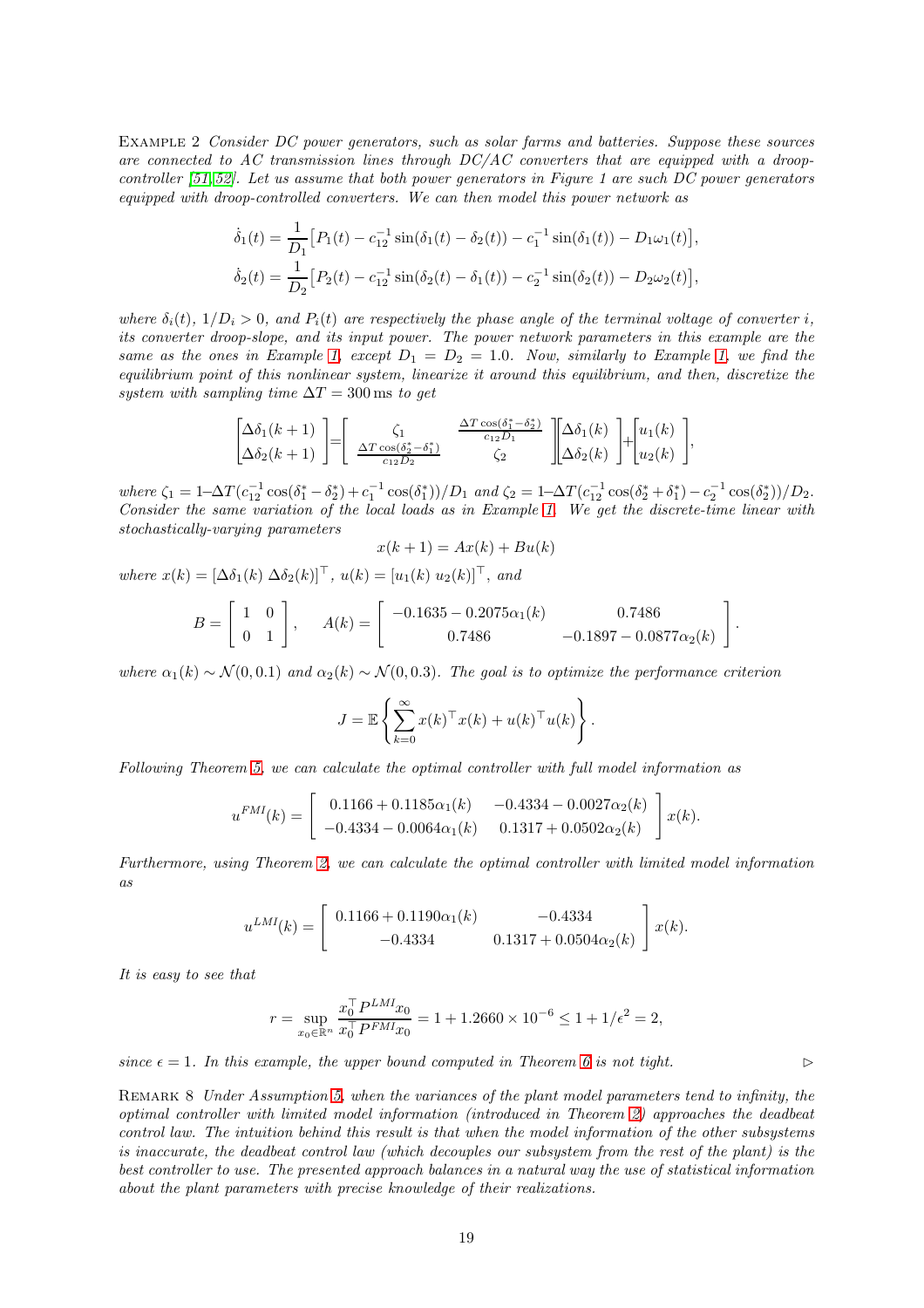Example 2 *Consider DC power generators, such as solar farms and batteries. Suppose these sources are connected to AC transmission lines through DC/AC converters that are equipped with a droop-controller [51, 52]. Let us assume that both power generators in Figure 1 are such DC power generators equipped with droop-controlled converters. We can then model this power network as*

$$\dot{\delta}_1(t) = \frac{1}{D_1}\big[P_1(t) - c_{12}^{-1}\sin(\delta_1(t) - \delta_2(t)) - c_1^{-1}\sin(\delta_1(t)) - D_1\omega_1(t)\big],$$

$$\dot{\delta}_2(t) = \frac{1}{D_2}\big[P_2(t) - c_{12}^{-1}\sin(\delta_2(t) - \delta_1(t)) - c_2^{-1}\sin(\delta_2(t)) - D_2\omega_2(t)\big],$$

*where $\delta_i(t)$, $1/D_i > 0$, and $P_i(t)$ are respectively the phase angle of the terminal voltage of converter $i$, its converter droop-slope, and its input power. The power network parameters in this example are the same as the ones in Example 1, except $D_1 = D_2 = 1.0$. Now, similarly to Example 1, we find the equilibrium point of this nonlinear system, linearize it around this equilibrium, and then, discretize the system with sampling time $\Delta T = 300\,\text{ms}$ to get*

$$\begin{bmatrix}\Delta\delta_1(k+1)\\ \Delta\delta_2(k+1)\end{bmatrix} = \begin{bmatrix} \zeta_1 & \frac{\Delta T\cos(\delta_1^* - \delta_2^*)}{c_{12}D_1} \\ \frac{\Delta T\cos(\delta_2^* - \delta_1^*)}{c_{12}D_2} & \zeta_2 \end{bmatrix}\begin{bmatrix}\Delta\delta_1(k)\\ \Delta\delta_2(k)\end{bmatrix} + \begin{bmatrix}u_1(k)\\ u_2(k)\end{bmatrix},$$

*where $\zeta_1 = 1 - \Delta T(c_{12}^{-1}\cos(\delta_1^* - \delta_2^*) + c_1^{-1}\cos(\delta_1^*))/D_1$ and $\zeta_2 = 1 - \Delta T(c_{12}^{-1}\cos(\delta_2^* + \delta_1^*) - c_2^{-1}\cos(\delta_2^*))/D_2$. Consider the same variation of the local loads as in Example 1. We get the discrete-time linear with stochastically-varying parameters*

$$x(k+1) = Ax(k) + Bu(k)$$

*where $x(k) = [\Delta\delta_1(k)\ \Delta\delta_2(k)]^\top$, $u(k) = [u_1(k)\ u_2(k)]^\top$, and*

$$B = \begin{bmatrix} 1 & 0 \\ 0 & 1 \end{bmatrix}, \quad A(k) = \begin{bmatrix} -0.1635 - 0.2075\alpha_1(k) & 0.7486 \\ 0.7486 & -0.1897 - 0.0877\alpha_2(k) \end{bmatrix}.$$

*where $\alpha_1(k) \sim \mathcal{N}(0, 0.1)$ and $\alpha_2(k) \sim \mathcal{N}(0, 0.3)$. The goal is to optimize the performance criterion*

$$J = \mathbb{E}\left\{\sum_{k=0}^{\infty} x(k)^\top x(k) + u(k)^\top u(k)\right\}.$$

*Following Theorem 5, we can calculate the optimal controller with full model information as*

$$u^{FMI}(k) = \begin{bmatrix} 0.1166 + 0.1185\alpha_1(k) & -0.4334 - 0.0027\alpha_2(k) \\ -0.4334 - 0.0064\alpha_1(k) & 0.1317 + 0.0502\alpha_2(k) \end{bmatrix} x(k).$$

*Furthermore, using Theorem 2, we can calculate the optimal controller with limited model information as*

$$u^{LMI}(k) = \begin{bmatrix} 0.1166 + 0.1190\alpha_1(k) & -0.4334 \\ -0.4334 & 0.1317 + 0.0504\alpha_2(k) \end{bmatrix} x(k).$$

*It is easy to see that*

$$r = \sup_{x_0 \in \mathbb{R}^n} \frac{x_0^\top P^{LMI} x_0}{x_0^\top P^{FMI} x_0} = 1 + 1.2660 \times 10^{-6} \leq 1 + 1/\epsilon^2 = 2,$$

*since $\epsilon = 1$. In this example, the upper bound computed in Theorem 6 is not tight.* ▷

Remark 8 *Under Assumption 5, when the variances of the plant model parameters tend to infinity, the optimal controller with limited model information (introduced in Theorem 2) approaches the deadbeat control law. The intuition behind this result is that when the model information of the other subsystems is inaccurate, the deadbeat control law (which decouples our subsystem from the rest of the plant) is the best controller to use. The presented approach balances in a natural way the use of statistical information about the plant parameters with precise knowledge of their realizations.*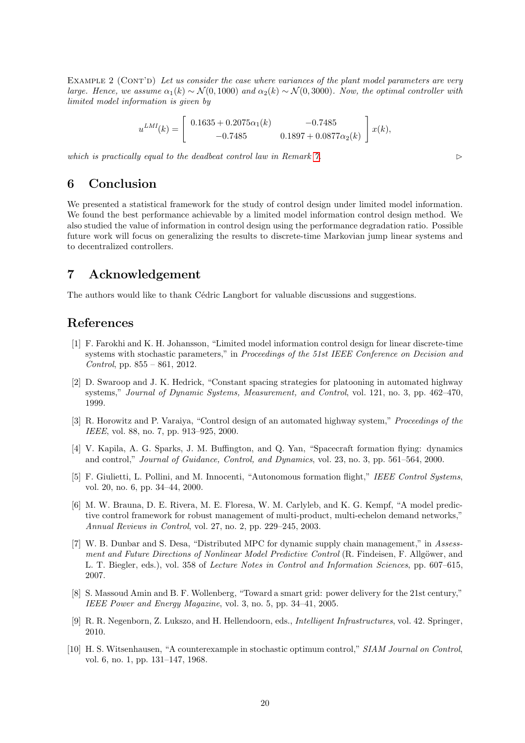Example 2 (Cont'd) *Let us consider the case where variances of the plant model parameters are very large. Hence, we assume $\alpha_1(k) \sim \mathcal{N}(0, 1000)$ and $\alpha_2(k) \sim \mathcal{N}(0, 3000)$. Now, the optimal controller with limited model information is given by*

$$u^{LMI}(k) = \begin{bmatrix} 0.1635 + 0.2075\alpha_1(k) & -0.7485 \\ -0.7485 & 0.1897 + 0.0877\alpha_2(k) \end{bmatrix} x(k),$$

*which is practically equal to the deadbeat control law in Remark 7.* ▷

## 6 Conclusion

We presented a statistical framework for the study of control design under limited model information. We found the best performance achievable by a limited model information control design method. We also studied the value of information in control design using the performance degradation ratio. Possible future work will focus on generalizing the results to discrete-time Markovian jump linear systems and to decentralized controllers.

## 7 Acknowledgement

The authors would like to thank Cédric Langbort for valuable discussions and suggestions.

## References

[1] F. Farokhi and K. H. Johansson, "Limited model information control design for linear discrete-time systems with stochastic parameters," in *Proceedings of the 51st IEEE Conference on Decision and Control*, pp. 855 – 861, 2012.

[2] D. Swaroop and J. K. Hedrick, "Constant spacing strategies for platooning in automated highway systems," *Journal of Dynamic Systems, Measurement, and Control*, vol. 121, no. 3, pp. 462–470, 1999.

[3] R. Horowitz and P. Varaiya, "Control design of an automated highway system," *Proceedings of the IEEE*, vol. 88, no. 7, pp. 913–925, 2000.

[4] V. Kapila, A. G. Sparks, J. M. Buffington, and Q. Yan, "Spacecraft formation flying: dynamics and control," *Journal of Guidance, Control, and Dynamics*, vol. 23, no. 3, pp. 561–564, 2000.

[5] F. Giulietti, L. Pollini, and M. Innocenti, "Autonomous formation flight," *IEEE Control Systems*, vol. 20, no. 6, pp. 34–44, 2000.

[6] M. W. Brauna, D. E. Rivera, M. E. Floresa, W. M. Carlyleb, and K. G. Kempf, "A model predictive control framework for robust management of multi-product, multi-echelon demand networks," *Annual Reviews in Control*, vol. 27, no. 2, pp. 229–245, 2003.

[7] W. B. Dunbar and S. Desa, "Distributed MPC for dynamic supply chain management," in *Assessment and Future Directions of Nonlinear Model Predictive Control* (R. Findeisen, F. Allgöwer, and L. T. Biegler, eds.), vol. 358 of *Lecture Notes in Control and Information Sciences*, pp. 607–615, 2007.

[8] S. Massoud Amin and B. F. Wollenberg, "Toward a smart grid: power delivery for the 21st century," *IEEE Power and Energy Magazine*, vol. 3, no. 5, pp. 34–41, 2005.

[9] R. R. Negenborn, Z. Lukszo, and H. Hellendoorn, eds., *Intelligent Infrastructures*, vol. 42. Springer, 2010.

[10] H. S. Witsenhausen, "A counterexample in stochastic optimum control," *SIAM Journal on Control*, vol. 6, no. 1, pp. 131–147, 1968.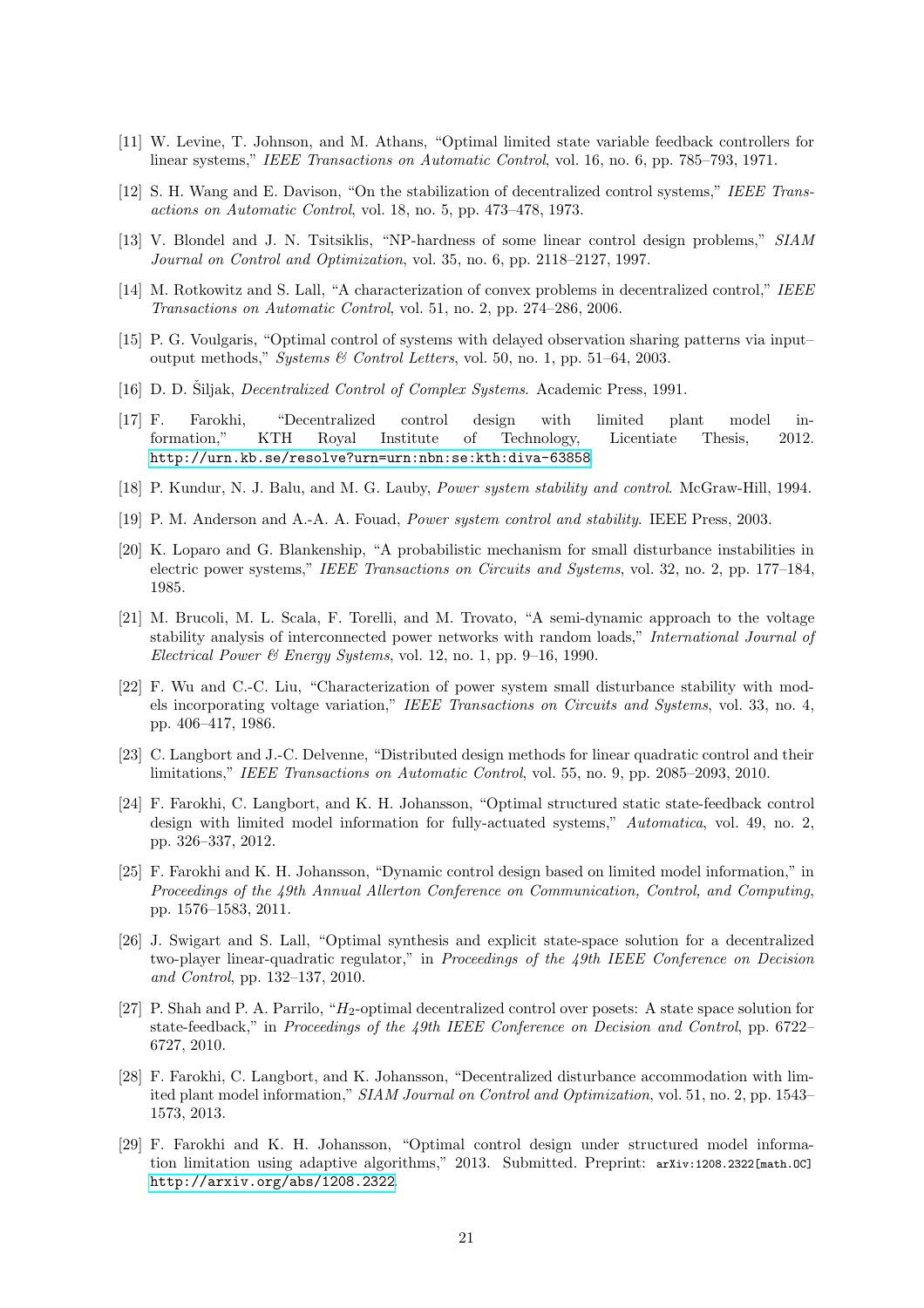[11] W. Levine, T. Johnson, and M. Athans, "Optimal limited state variable feedback controllers for linear systems," *IEEE Transactions on Automatic Control*, vol. 16, no. 6, pp. 785–793, 1971.

[12] S. H. Wang and E. Davison, "On the stabilization of decentralized control systems," *IEEE Transactions on Automatic Control*, vol. 18, no. 5, pp. 473–478, 1973.

[13] V. Blondel and J. N. Tsitsiklis, "NP-hardness of some linear control design problems," *SIAM Journal on Control and Optimization*, vol. 35, no. 6, pp. 2118–2127, 1997.

[14] M. Rotkowitz and S. Lall, "A characterization of convex problems in decentralized control," *IEEE Transactions on Automatic Control*, vol. 51, no. 2, pp. 274–286, 2006.

[15] P. G. Voulgaris, "Optimal control of systems with delayed observation sharing patterns via input–output methods," *Systems & Control Letters*, vol. 50, no. 1, pp. 51–64, 2003.

[16] D. D. Šiljak, *Decentralized Control of Complex Systems*. Academic Press, 1991.

[17] F. Farokhi, "Decentralized control design with limited plant model information," KTH Royal Institute of Technology, Licentiate Thesis, 2012. http://urn.kb.se/resolve?urn=urn:nbn:se:kth:diva-63858

[18] P. Kundur, N. J. Balu, and M. G. Lauby, *Power system stability and control*. McGraw-Hill, 1994.

[19] P. M. Anderson and A.-A. A. Fouad, *Power system control and stability*. IEEE Press, 2003.

[20] K. Loparo and G. Blankenship, "A probabilistic mechanism for small disturbance instabilities in electric power systems," *IEEE Transactions on Circuits and Systems*, vol. 32, no. 2, pp. 177–184, 1985.

[21] M. Brucoli, M. L. Scala, F. Torelli, and M. Trovato, "A semi-dynamic approach to the voltage stability analysis of interconnected power networks with random loads," *International Journal of Electrical Power & Energy Systems*, vol. 12, no. 1, pp. 9–16, 1990.

[22] F. Wu and C.-C. Liu, "Characterization of power system small disturbance stability with models incorporating voltage variation," *IEEE Transactions on Circuits and Systems*, vol. 33, no. 4, pp. 406–417, 1986.

[23] C. Langbort and J.-C. Delvenne, "Distributed design methods for linear quadratic control and their limitations," *IEEE Transactions on Automatic Control*, vol. 55, no. 9, pp. 2085–2093, 2010.

[24] F. Farokhi, C. Langbort, and K. H. Johansson, "Optimal structured static state-feedback control design with limited model information for fully-actuated systems," *Automatica*, vol. 49, no. 2, pp. 326–337, 2012.

[25] F. Farokhi and K. H. Johansson, "Dynamic control design based on limited model information," in *Proceedings of the 49th Annual Allerton Conference on Communication, Control, and Computing*, pp. 1576–1583, 2011.

[26] J. Swigart and S. Lall, "Optimal synthesis and explicit state-space solution for a decentralized two-player linear-quadratic regulator," in *Proceedings of the 49th IEEE Conference on Decision and Control*, pp. 132–137, 2010.

[27] P. Shah and P. A. Parrilo, "$H_2$-optimal decentralized control over posets: A state space solution for state-feedback," in *Proceedings of the 49th IEEE Conference on Decision and Control*, pp. 6722–6727, 2010.

[28] F. Farokhi, C. Langbort, and K. Johansson, "Decentralized disturbance accommodation with limited plant model information," *SIAM Journal on Control and Optimization*, vol. 51, no. 2, pp. 1543–1573, 2013.

[29] F. Farokhi and K. H. Johansson, "Optimal control design under structured model information limitation using adaptive algorithms," 2013. Submitted. Preprint: arXiv:1208.2322[math.OC] http://arxiv.org/abs/1208.2322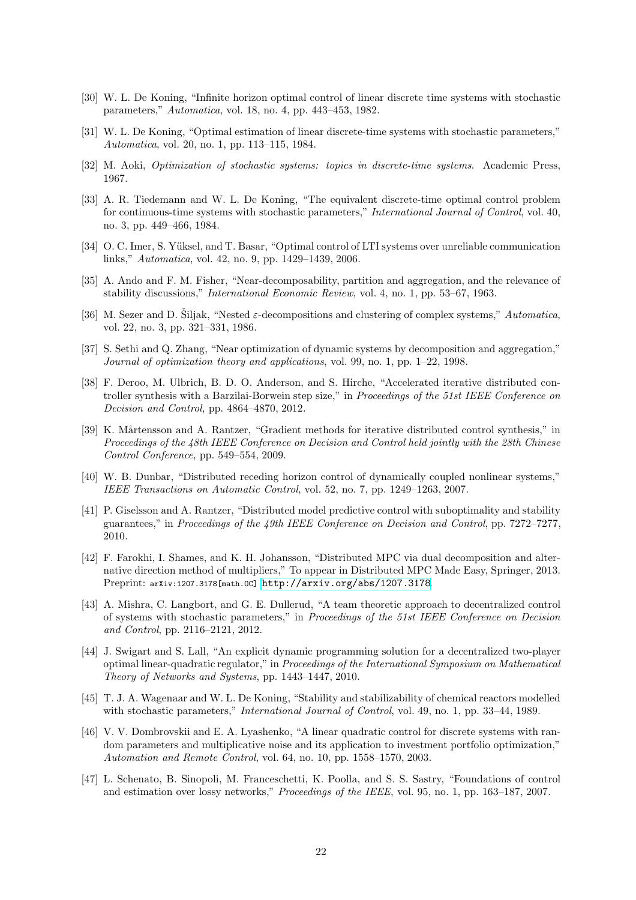[30] W. L. De Koning, “Infinite horizon optimal control of linear discrete time systems with stochastic parameters,” *Automatica*, vol. 18, no. 4, pp. 443–453, 1982.

[31] W. L. De Koning, “Optimal estimation of linear discrete-time systems with stochastic parameters,” *Automatica*, vol. 20, no. 1, pp. 113–115, 1984.

[32] M. Aoki, *Optimization of stochastic systems: topics in discrete-time systems*. Academic Press, 1967.

[33] A. R. Tiedemann and W. L. De Koning, “The equivalent discrete-time optimal control problem for continuous-time systems with stochastic parameters,” *International Journal of Control*, vol. 40, no. 3, pp. 449–466, 1984.

[34] O. C. Imer, S. Yüksel, and T. Basar, “Optimal control of LTI systems over unreliable communication links,” *Automatica*, vol. 42, no. 9, pp. 1429–1439, 2006.

[35] A. Ando and F. M. Fisher, “Near-decomposability, partition and aggregation, and the relevance of stability discussions,” *International Economic Review*, vol. 4, no. 1, pp. 53–67, 1963.

[36] M. Sezer and D. Šiljak, “Nested $\varepsilon$-decompositions and clustering of complex systems,” *Automatica*, vol. 22, no. 3, pp. 321–331, 1986.

[37] S. Sethi and Q. Zhang, “Near optimization of dynamic systems by decomposition and aggregation,” *Journal of optimization theory and applications*, vol. 99, no. 1, pp. 1–22, 1998.

[38] F. Deroo, M. Ulbrich, B. D. O. Anderson, and S. Hirche, “Accelerated iterative distributed controller synthesis with a Barzilai-Borwein step size,” in *Proceedings of the 51st IEEE Conference on Decision and Control*, pp. 4864–4870, 2012.

[39] K. Mårtensson and A. Rantzer, “Gradient methods for iterative distributed control synthesis,” in *Proceedings of the 48th IEEE Conference on Decision and Control held jointly with the 28th Chinese Control Conference*, pp. 549–554, 2009.

[40] W. B. Dunbar, “Distributed receding horizon control of dynamically coupled nonlinear systems,” *IEEE Transactions on Automatic Control*, vol. 52, no. 7, pp. 1249–1263, 2007.

[41] P. Giselsson and A. Rantzer, “Distributed model predictive control with suboptimality and stability guarantees,” in *Proceedings of the 49th IEEE Conference on Decision and Control*, pp. 7272–7277, 2010.

[42] F. Farokhi, I. Shames, and K. H. Johansson, “Distributed MPC via dual decomposition and alternative direction method of multipliers,” To appear in Distributed MPC Made Easy, Springer, 2013. Preprint: arXiv:1207.3178[math.OC] http://arxiv.org/abs/1207.3178

[43] A. Mishra, C. Langbort, and G. E. Dullerud, “A team theoretic approach to decentralized control of systems with stochastic parameters,” in *Proceedings of the 51st IEEE Conference on Decision and Control*, pp. 2116–2121, 2012.

[44] J. Swigart and S. Lall, “An explicit dynamic programming solution for a decentralized two-player optimal linear-quadratic regulator,” in *Proceedings of the International Symposium on Mathematical Theory of Networks and Systems*, pp. 1443–1447, 2010.

[45] T. J. A. Wagenaar and W. L. De Koning, “Stability and stabilizability of chemical reactors modelled with stochastic parameters,” *International Journal of Control*, vol. 49, no. 1, pp. 33–44, 1989.

[46] V. V. Dombrovskii and E. A. Lyashenko, “A linear quadratic control for discrete systems with random parameters and multiplicative noise and its application to investment portfolio optimization,” *Automation and Remote Control*, vol. 64, no. 10, pp. 1558–1570, 2003.

[47] L. Schenato, B. Sinopoli, M. Franceschetti, K. Poolla, and S. S. Sastry, “Foundations of control and estimation over lossy networks,” *Proceedings of the IEEE*, vol. 95, no. 1, pp. 163–187, 2007.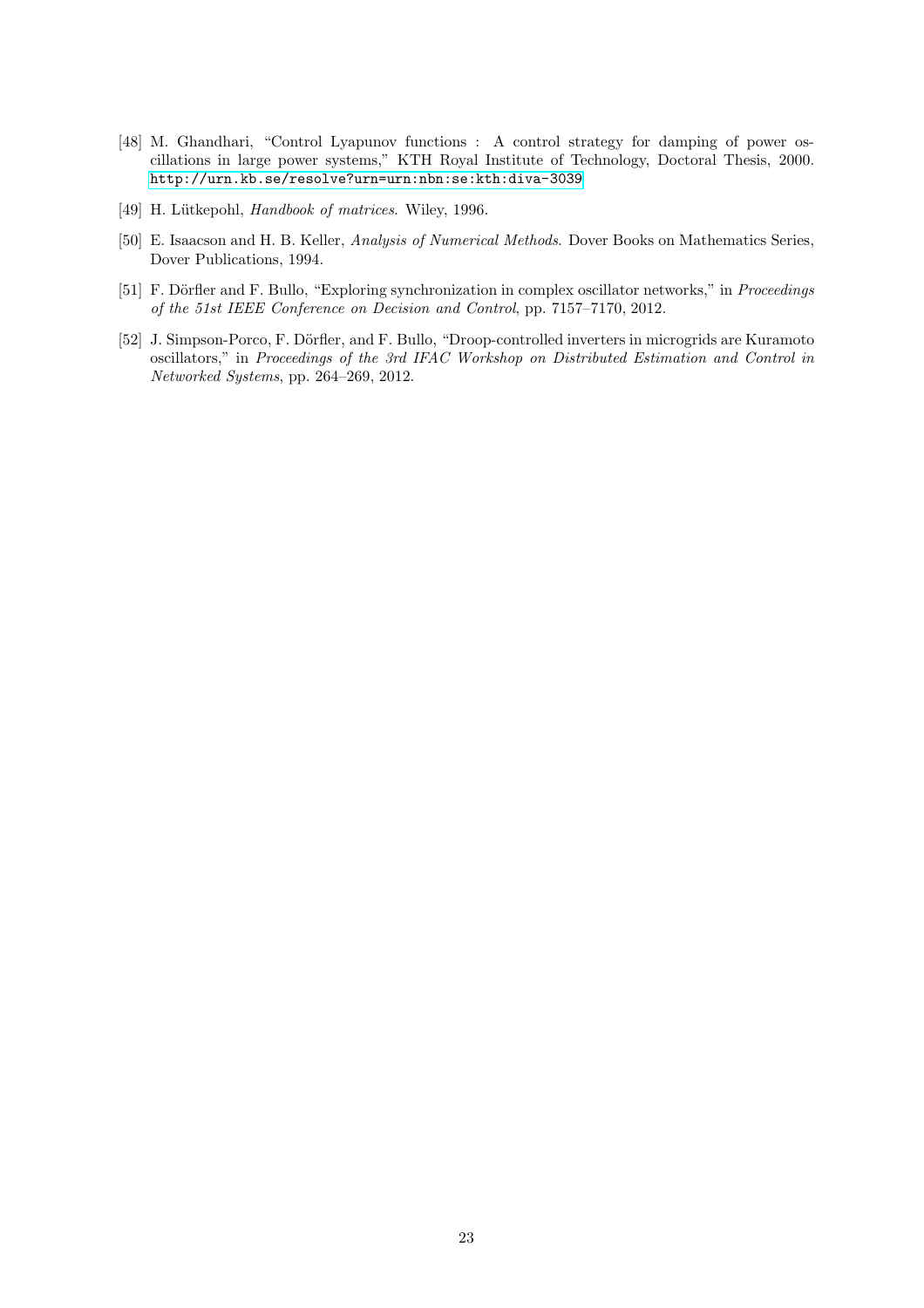[48] M. Ghandhari, "Control Lyapunov functions : A control strategy for damping of power oscillations in large power systems," KTH Royal Institute of Technology, Doctoral Thesis, 2000. http://urn.kb.se/resolve?urn=urn:nbn:se:kth:diva-3039

[49] H. Lütkepohl, *Handbook of matrices*. Wiley, 1996.

[50] E. Isaacson and H. B. Keller, *Analysis of Numerical Methods*. Dover Books on Mathematics Series, Dover Publications, 1994.

[51] F. Dörfler and F. Bullo, "Exploring synchronization in complex oscillator networks," in *Proceedings of the 51st IEEE Conference on Decision and Control*, pp. 7157–7170, 2012.

[52] J. Simpson-Porco, F. Dörfler, and F. Bullo, "Droop-controlled inverters in microgrids are Kuramoto oscillators," in *Proceedings of the 3rd IFAC Workshop on Distributed Estimation and Control in Networked Systems*, pp. 264–269, 2012.